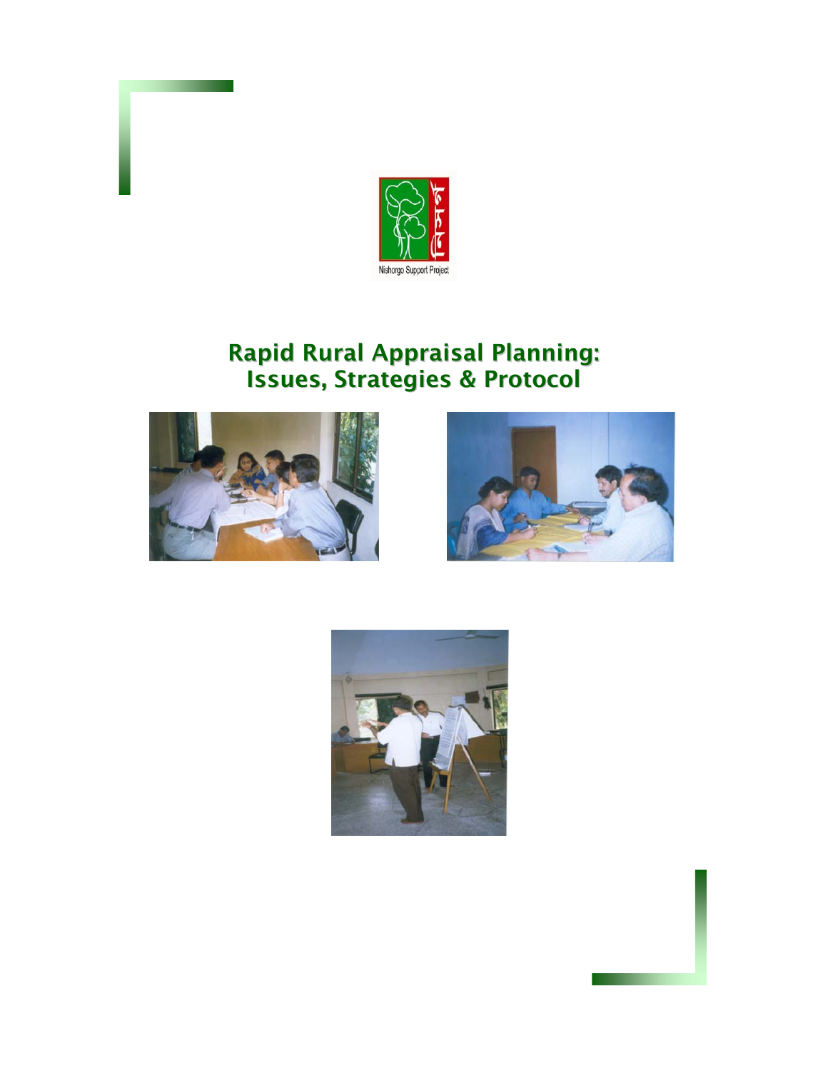Nishorgo Support Project

# Rapid Rural Appraisal Planning: Issues, Strategies & Protocol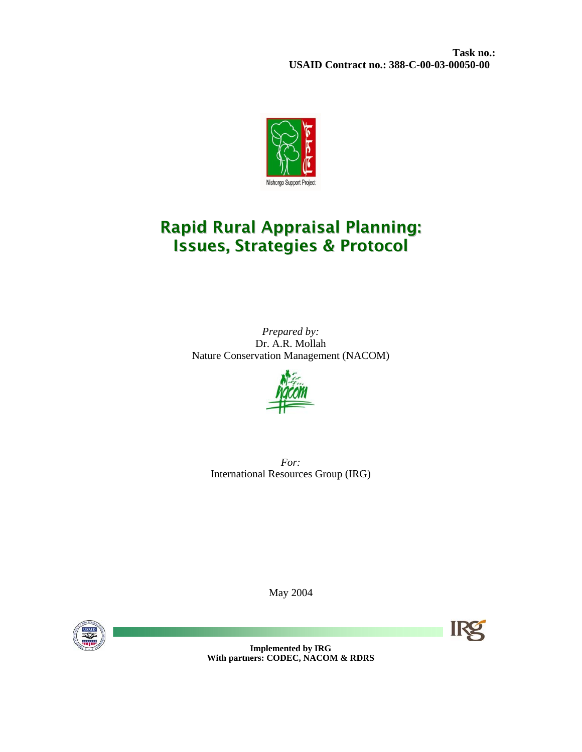**Task no.:**
**USAID Contract no.: 388-C-00-03-00050-00**

Nishorgo Support Project

# Rapid Rural Appraisal Planning: Issues, Strategies & Protocol

*Prepared by:*
Dr. A.R. Mollah
Nature Conservation Management (NACOM)

*For:*
International Resources Group (IRG)

May 2004

**Implemented by IRG**
**With partners: CODEC, NACOM & RDRS**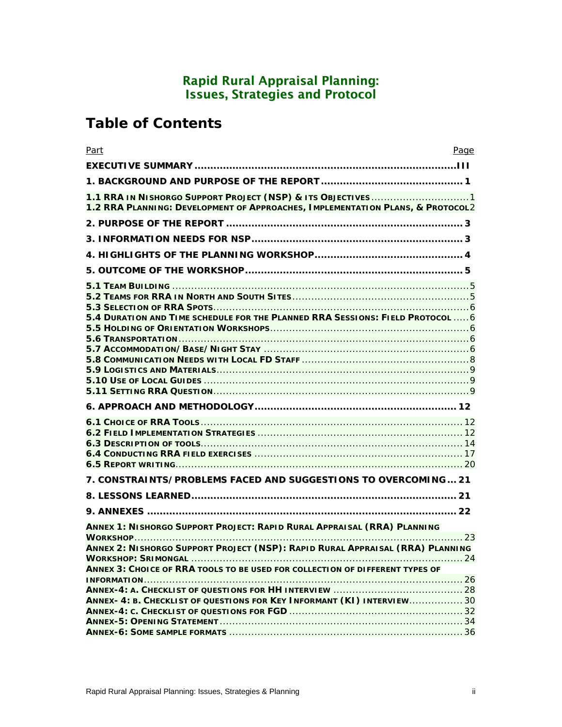# Rapid Rural Appraisal Planning: Issues, Strategies and Protocol

## Table of Contents

| Part | Page |
|---|---|
| **EXECUTIVE SUMMARY** | **III** |
| **1. BACKGROUND AND PURPOSE OF THE REPORT** | **1** |
| **1.1 RRA IN NISHORGO SUPPORT PROJECT (NSP) & ITS OBJECTIVES** | 1 |
| **1.2 RRA PLANNING: DEVELOPMENT OF APPROACHES, IMPLEMENTATION PLANS, & PROTOCOL** | 2 |
| **2. PURPOSE OF THE REPORT** | **3** |
| **3. INFORMATION NEEDS FOR NSP** | **3** |
| **4. HIGHLIGHTS OF THE PLANNING WORKSHOP** | **4** |
| **5. OUTCOME OF THE WORKSHOP** | **5** |
| **5.1 TEAM BUILDING** | 5 |
| **5.2 TEAMS FOR RRA IN NORTH AND SOUTH SITES** | 5 |
| **5.3 SELECTION OF RRA SPOTS** | 6 |
| **5.4 DURATION AND TIME SCHEDULE FOR THE PLANNED RRA SESSIONS: FIELD PROTOCOL** | 6 |
| **5.5 HOLDING OF ORIENTATION WORKSHOPS** | 6 |
| **5.6 TRANSPORTATION** | 6 |
| **5.7 ACCOMMODATION/ BASE/ NIGHT STAY** | 6 |
| **5.8 COMMUNICATION NEEDS WITH LOCAL FD STAFF** | 8 |
| **5.9 LOGISTICS AND MATERIALS** | 9 |
| **5.10 USE OF LOCAL GUIDES** | 9 |
| **5.11 SETTING RRA QUESTION** | 9 |
| **6. APPROACH AND METHODOLOGY** | **12** |
| **6.1 CHOICE OF RRA TOOLS** | 12 |
| **6.2 FIELD IMPLEMENTATION STRATEGIES** | 12 |
| **6.3 DESCRIPTION OF TOOLS** | 14 |
| **6.4 CONDUCTING RRA FIELD EXERCISES** | 17 |
| **6.5 REPORT WRITING** | 20 |
| **7. CONSTRAINTS/ PROBLEMS FACED AND SUGGESTIONS TO OVERCOMING** | **21** |
| **8. LESSONS LEARNED** | **21** |
| **9. ANNEXES** | **22** |
| **ANNEX 1: NISHORGO SUPPORT PROJECT: RAPID RURAL APPRAISAL (RRA) PLANNING WORKSHOP** | 23 |
| **ANNEX 2: NISHORGO SUPPORT PROJECT (NSP): RAPID RURAL APPRAISAL (RRA) PLANNING WORKSHOP: SRIMONGAL** | 24 |
| **ANNEX 3: CHOICE OF RRA TOOLS TO BE USED FOR COLLECTION OF DIFFERENT TYPES OF INFORMATION** | 26 |
| **ANNEX-4: A. CHECKLIST OF QUESTIONS FOR HH INTERVIEW** | 28 |
| **ANNEX- 4: B. CHECKLIST OF QUESTIONS FOR KEY INFORMANT (KI) INTERVIEW** | 30 |
| **ANNEX-4: C. CHECKLIST OF QUESTIONS FOR FGD** | 32 |
| **ANNEX-5: OPENING STATEMENT** | 34 |
| **ANNEX-6: SOME SAMPLE FORMATS** | 36 |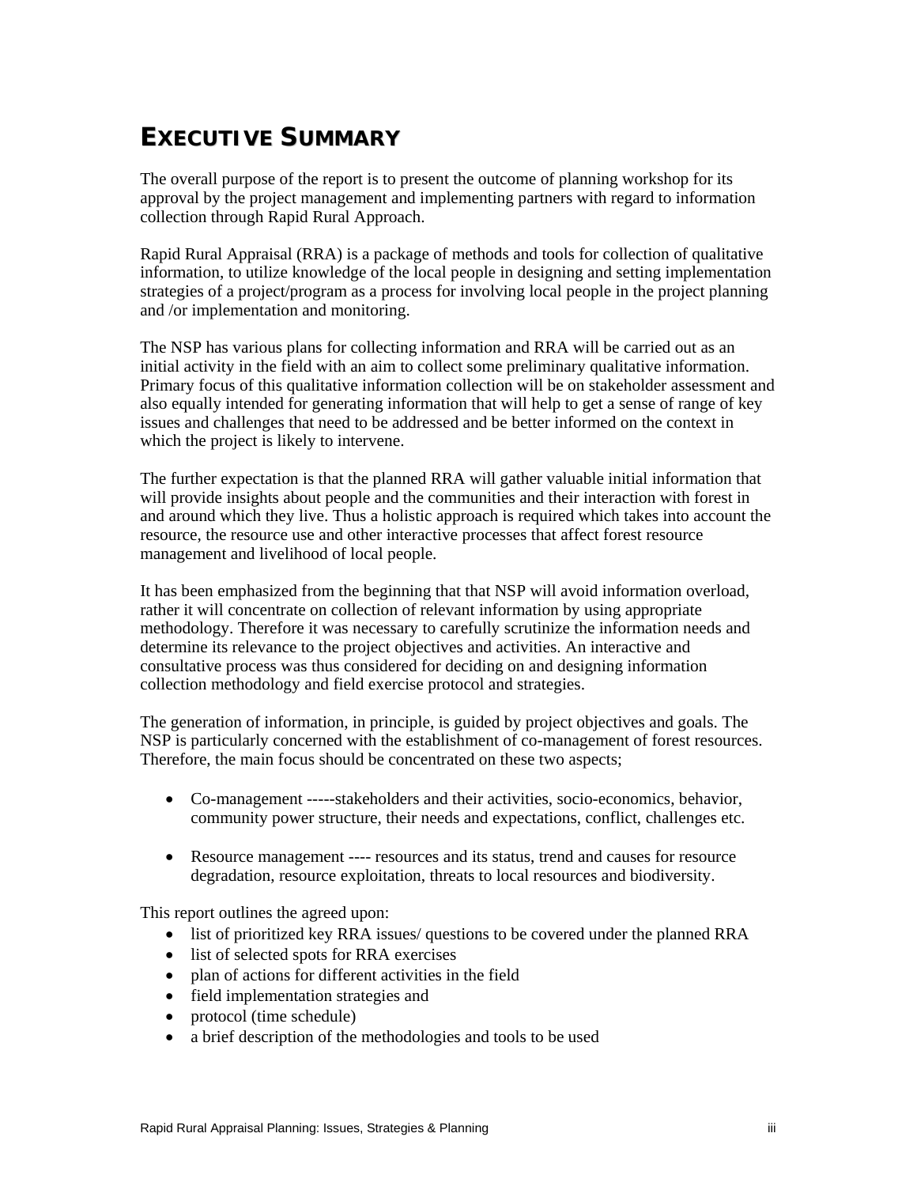# EXECUTIVE SUMMARY

The overall purpose of the report is to present the outcome of planning workshop for its approval by the project management and implementing partners with regard to information collection through Rapid Rural Approach.

Rapid Rural Appraisal (RRA) is a package of methods and tools for collection of qualitative information, to utilize knowledge of the local people in designing and setting implementation strategies of a project/program as a process for involving local people in the project planning and /or implementation and monitoring.

The NSP has various plans for collecting information and RRA will be carried out as an initial activity in the field with an aim to collect some preliminary qualitative information. Primary focus of this qualitative information collection will be on stakeholder assessment and also equally intended for generating information that will help to get a sense of range of key issues and challenges that need to be addressed and be better informed on the context in which the project is likely to intervene.

The further expectation is that the planned RRA will gather valuable initial information that will provide insights about people and the communities and their interaction with forest in and around which they live. Thus a holistic approach is required which takes into account the resource, the resource use and other interactive processes that affect forest resource management and livelihood of local people.

It has been emphasized from the beginning that that NSP will avoid information overload, rather it will concentrate on collection of relevant information by using appropriate methodology. Therefore it was necessary to carefully scrutinize the information needs and determine its relevance to the project objectives and activities. An interactive and consultative process was thus considered for deciding on and designing information collection methodology and field exercise protocol and strategies.

The generation of information, in principle, is guided by project objectives and goals. The NSP is particularly concerned with the establishment of co-management of forest resources. Therefore, the main focus should be concentrated on these two aspects;

- Co-management -----stakeholders and their activities, socio-economics, behavior, community power structure, their needs and expectations, conflict, challenges etc.

- Resource management ---- resources and its status, trend and causes for resource degradation, resource exploitation, threats to local resources and biodiversity.

This report outlines the agreed upon:

- list of prioritized key RRA issues/ questions to be covered under the planned RRA
- list of selected spots for RRA exercises
- plan of actions for different activities in the field
- field implementation strategies and
- protocol (time schedule)
- a brief description of the methodologies and tools to be used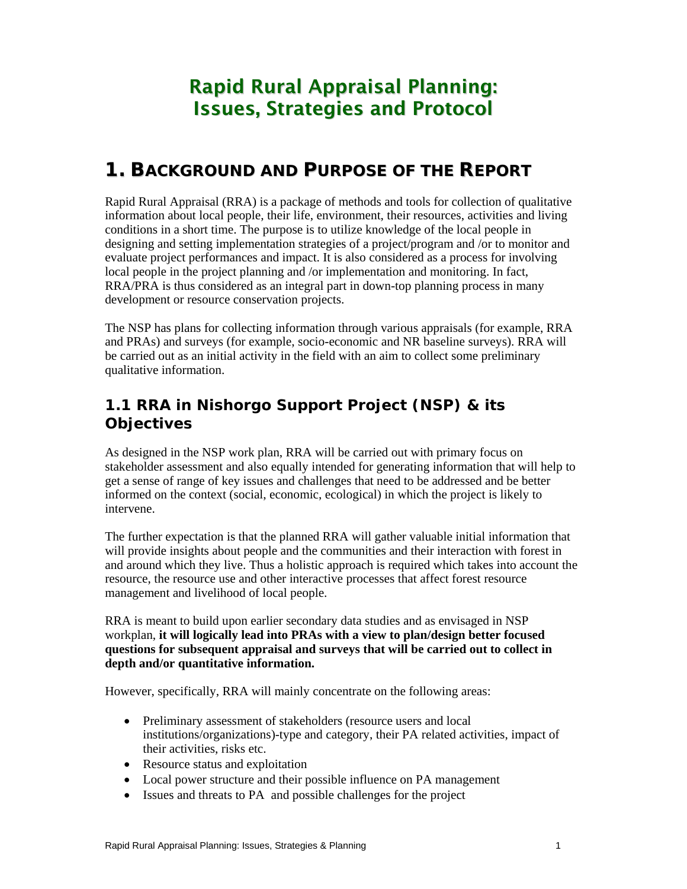# Rapid Rural Appraisal Planning: Issues, Strategies and Protocol

## 1. Background and Purpose of the Report

Rapid Rural Appraisal (RRA) is a package of methods and tools for collection of qualitative information about local people, their life, environment, their resources, activities and living conditions in a short time. The purpose is to utilize knowledge of the local people in designing and setting implementation strategies of a project/program and /or to monitor and evaluate project performances and impact. It is also considered as a process for involving local people in the project planning and /or implementation and monitoring. In fact, RRA/PRA is thus considered as an integral part in down-top planning process in many development or resource conservation projects.

The NSP has plans for collecting information through various appraisals (for example, RRA and PRAs) and surveys (for example, socio-economic and NR baseline surveys). RRA will be carried out as an initial activity in the field with an aim to collect some preliminary qualitative information.

### 1.1 RRA in Nishorgo Support Project (NSP) & its Objectives

As designed in the NSP work plan, RRA will be carried out with primary focus on stakeholder assessment and also equally intended for generating information that will help to get a sense of range of key issues and challenges that need to be addressed and be better informed on the context (social, economic, ecological) in which the project is likely to intervene.

The further expectation is that the planned RRA will gather valuable initial information that will provide insights about people and the communities and their interaction with forest in and around which they live. Thus a holistic approach is required which takes into account the resource, the resource use and other interactive processes that affect forest resource management and livelihood of local people.

RRA is meant to build upon earlier secondary data studies and as envisaged in NSP workplan, **it will logically lead into PRAs with a view to plan/design better focused questions for subsequent appraisal and surveys that will be carried out to collect in depth and/or quantitative information.**

However, specifically, RRA will mainly concentrate on the following areas:

- Preliminary assessment of stakeholders (resource users and local institutions/organizations)-type and category, their PA related activities, impact of their activities, risks etc.
- Resource status and exploitation
- Local power structure and their possible influence on PA management
- Issues and threats to PA and possible challenges for the project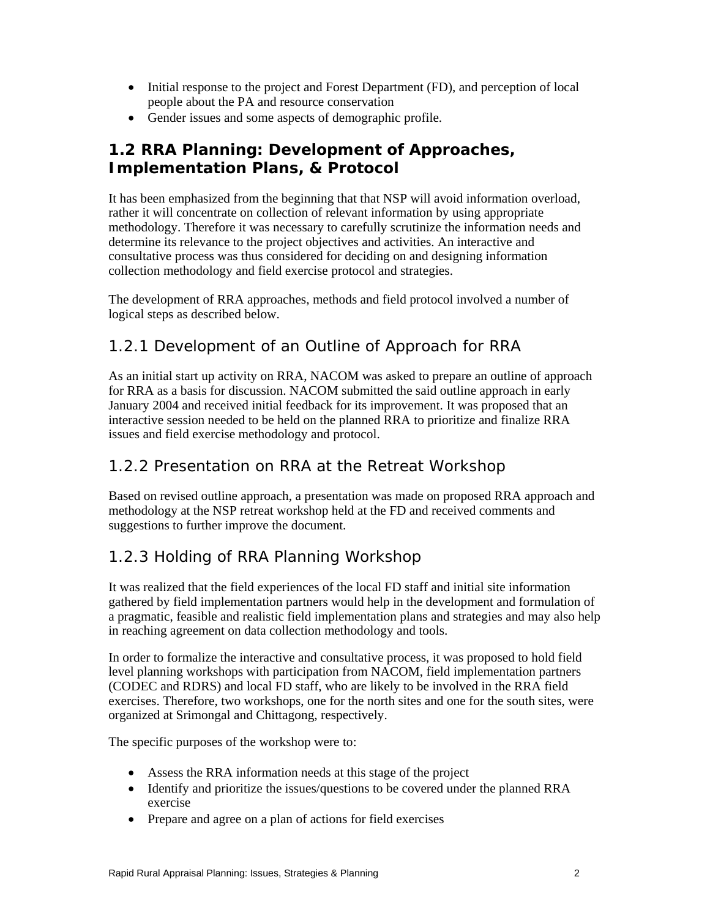- Initial response to the project and Forest Department (FD), and perception of local people about the PA and resource conservation
- Gender issues and some aspects of demographic profile.

## 1.2 RRA Planning: Development of Approaches, Implementation Plans, & Protocol

It has been emphasized from the beginning that that NSP will avoid information overload, rather it will concentrate on collection of relevant information by using appropriate methodology. Therefore it was necessary to carefully scrutinize the information needs and determine its relevance to the project objectives and activities. An interactive and consultative process was thus considered for deciding on and designing information collection methodology and field exercise protocol and strategies.

The development of RRA approaches, methods and field protocol involved a number of logical steps as described below.

### 1.2.1 Development of an Outline of Approach for RRA

As an initial start up activity on RRA, NACOM was asked to prepare an outline of approach for RRA as a basis for discussion. NACOM submitted the said outline approach in early January 2004 and received initial feedback for its improvement. It was proposed that an interactive session needed to be held on the planned RRA to prioritize and finalize RRA issues and field exercise methodology and protocol.

### 1.2.2 Presentation on RRA at the Retreat Workshop

Based on revised outline approach, a presentation was made on proposed RRA approach and methodology at the NSP retreat workshop held at the FD and received comments and suggestions to further improve the document.

### 1.2.3 Holding of RRA Planning Workshop

It was realized that the field experiences of the local FD staff and initial site information gathered by field implementation partners would help in the development and formulation of a pragmatic, feasible and realistic field implementation plans and strategies and may also help in reaching agreement on data collection methodology and tools.

In order to formalize the interactive and consultative process, it was proposed to hold field level planning workshops with participation from NACOM, field implementation partners (CODEC and RDRS) and local FD staff, who are likely to be involved in the RRA field exercises. Therefore, two workshops, one for the north sites and one for the south sites, were organized at Srimongal and Chittagong, respectively.

The specific purposes of the workshop were to:

- Assess the RRA information needs at this stage of the project
- Identify and prioritize the issues/questions to be covered under the planned RRA exercise
- Prepare and agree on a plan of actions for field exercises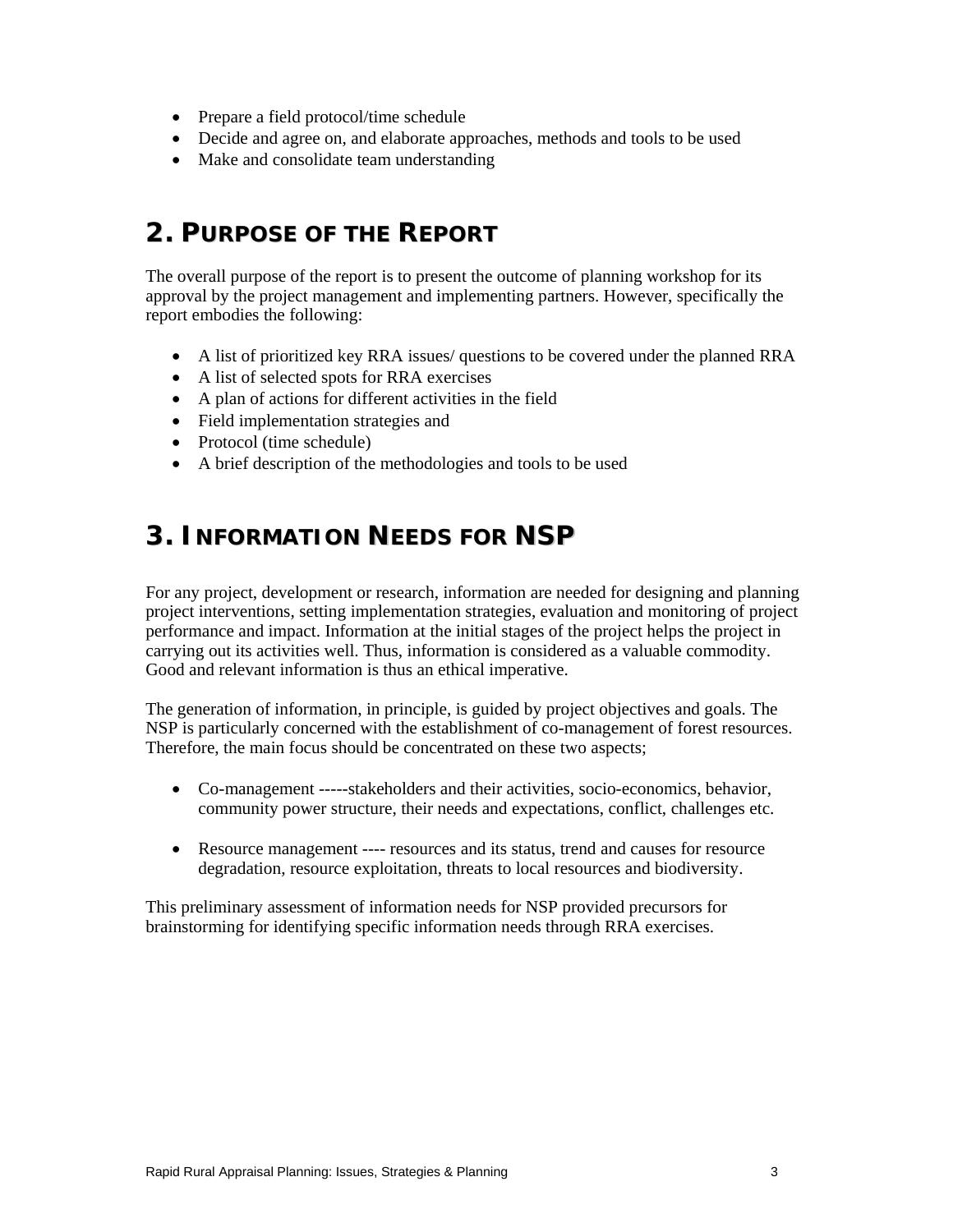- Prepare a field protocol/time schedule
- Decide and agree on, and elaborate approaches, methods and tools to be used
- Make and consolidate team understanding

## 2. Purpose of the Report

The overall purpose of the report is to present the outcome of planning workshop for its approval by the project management and implementing partners. However, specifically the report embodies the following:

- A list of prioritized key RRA issues/ questions to be covered under the planned RRA
- A list of selected spots for RRA exercises
- A plan of actions for different activities in the field
- Field implementation strategies and
- Protocol (time schedule)
- A brief description of the methodologies and tools to be used

## 3. Information Needs for NSP

For any project, development or research, information are needed for designing and planning project interventions, setting implementation strategies, evaluation and monitoring of project performance and impact. Information at the initial stages of the project helps the project in carrying out its activities well. Thus, information is considered as a valuable commodity. Good and relevant information is thus an ethical imperative.

The generation of information, in principle, is guided by project objectives and goals. The NSP is particularly concerned with the establishment of co-management of forest resources. Therefore, the main focus should be concentrated on these two aspects;

- Co-management -----stakeholders and their activities, socio-economics, behavior, community power structure, their needs and expectations, conflict, challenges etc.

- Resource management ---- resources and its status, trend and causes for resource degradation, resource exploitation, threats to local resources and biodiversity.

This preliminary assessment of information needs for NSP provided precursors for brainstorming for identifying specific information needs through RRA exercises.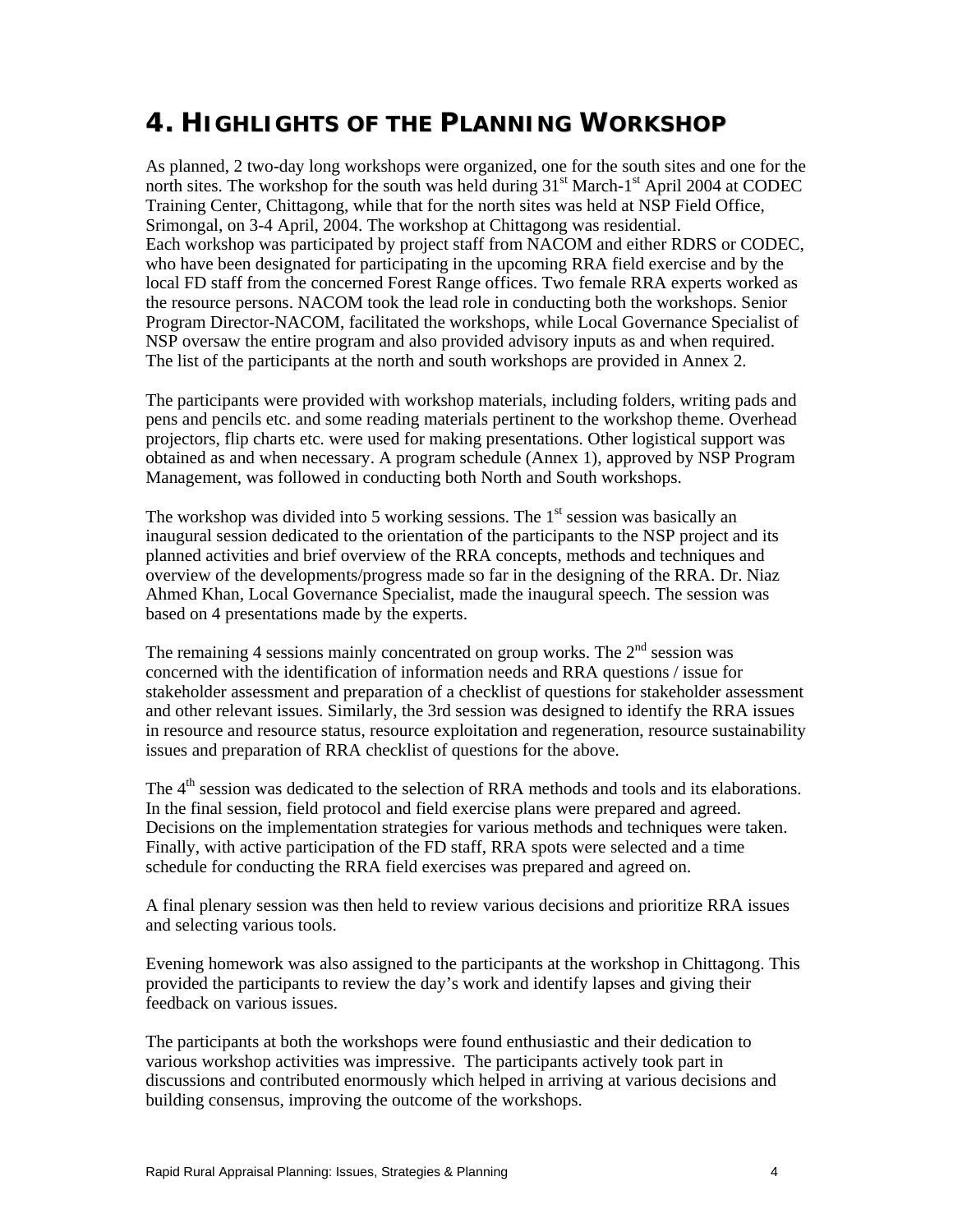# 4. HIGHLIGHTS OF THE PLANNING WORKSHOP

As planned, 2 two-day long workshops were organized, one for the south sites and one for the north sites. The workshop for the south was held during 31st March-1st April 2004 at CODEC Training Center, Chittagong, while that for the north sites was held at NSP Field Office, Srimongal, on 3-4 April, 2004. The workshop at Chittagong was residential.
Each workshop was participated by project staff from NACOM and either RDRS or CODEC, who have been designated for participating in the upcoming RRA field exercise and by the local FD staff from the concerned Forest Range offices. Two female RRA experts worked as the resource persons. NACOM took the lead role in conducting both the workshops. Senior Program Director-NACOM, facilitated the workshops, while Local Governance Specialist of NSP oversaw the entire program and also provided advisory inputs as and when required. The list of the participants at the north and south workshops are provided in Annex 2.

The participants were provided with workshop materials, including folders, writing pads and pens and pencils etc. and some reading materials pertinent to the workshop theme. Overhead projectors, flip charts etc. were used for making presentations. Other logistical support was obtained as and when necessary. A program schedule (Annex 1), approved by NSP Program Management, was followed in conducting both North and South workshops.

The workshop was divided into 5 working sessions. The 1st session was basically an inaugural session dedicated to the orientation of the participants to the NSP project and its planned activities and brief overview of the RRA concepts, methods and techniques and overview of the developments/progress made so far in the designing of the RRA. Dr. Niaz Ahmed Khan, Local Governance Specialist, made the inaugural speech. The session was based on 4 presentations made by the experts.

The remaining 4 sessions mainly concentrated on group works. The 2nd session was concerned with the identification of information needs and RRA questions / issue for stakeholder assessment and preparation of a checklist of questions for stakeholder assessment and other relevant issues. Similarly, the 3rd session was designed to identify the RRA issues in resource and resource status, resource exploitation and regeneration, resource sustainability issues and preparation of RRA checklist of questions for the above.

The 4th session was dedicated to the selection of RRA methods and tools and its elaborations. In the final session, field protocol and field exercise plans were prepared and agreed. Decisions on the implementation strategies for various methods and techniques were taken. Finally, with active participation of the FD staff, RRA spots were selected and a time schedule for conducting the RRA field exercises was prepared and agreed on.

A final plenary session was then held to review various decisions and prioritize RRA issues and selecting various tools.

Evening homework was also assigned to the participants at the workshop in Chittagong. This provided the participants to review the day's work and identify lapses and giving their feedback on various issues.

The participants at both the workshops were found enthusiastic and their dedication to various workshop activities was impressive. The participants actively took part in discussions and contributed enormously which helped in arriving at various decisions and building consensus, improving the outcome of the workshops.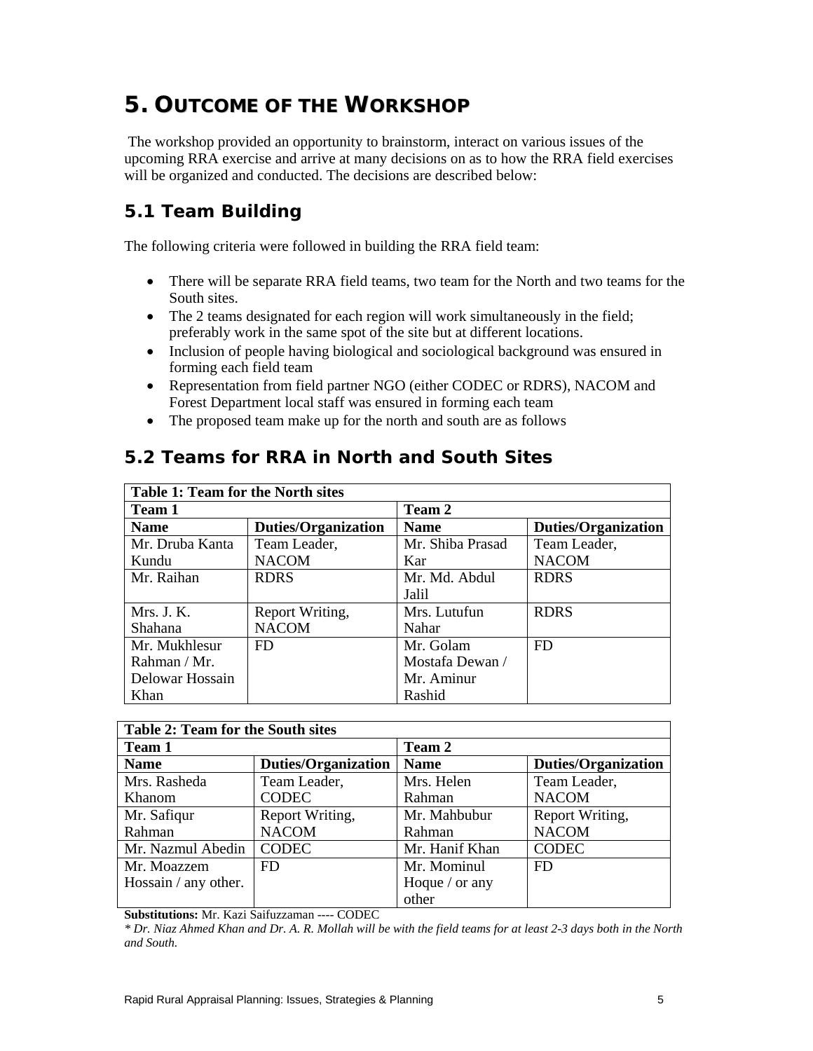# 5. OUTCOME OF THE WORKSHOP

The workshop provided an opportunity to brainstorm, interact on various issues of the upcoming RRA exercise and arrive at many decisions on as to how the RRA field exercises will be organized and conducted. The decisions are described below:

## 5.1 Team Building

The following criteria were followed in building the RRA field team:

- There will be separate RRA field teams, two team for the North and two teams for the South sites.
- The 2 teams designated for each region will work simultaneously in the field; preferably work in the same spot of the site but at different locations.
- Inclusion of people having biological and sociological background was ensured in forming each field team
- Representation from field partner NGO (either CODEC or RDRS), NACOM and Forest Department local staff was ensured in forming each team
- The proposed team make up for the north and south are as follows

## 5.2 Teams for RRA in North and South Sites

| **Table 1: Team for the North sites** | | | |
|---|---|---|---|
| **Team 1** | | **Team 2** | |
| **Name** | **Duties/Organization** | **Name** | **Duties/Organization** |
| Mr. Druba Kanta Kundu | Team Leader, NACOM | Mr. Shiba Prasad Kar | Team Leader, NACOM |
| Mr. Raihan | RDRS | Mr. Md. Abdul Jalil | RDRS |
| Mrs. J. K. Shahana | Report Writing, NACOM | Mrs. Lutufun Nahar | RDRS |
| Mr. Mukhlesur Rahman / Mr. Delowar Hossain Khan | FD | Mr. Golam Mostafa Dewan / Mr. Aminur Rashid | FD |

| **Table 2: Team for the South sites** | | | |
|---|---|---|---|
| **Team 1** | | **Team 2** | |
| **Name** | **Duties/Organization** | **Name** | **Duties/Organization** |
| Mrs. Rasheda Khanom | Team Leader, CODEC | Mrs. Helen Rahman | Team Leader, NACOM |
| Mr. Safiqur Rahman | Report Writing, NACOM | Mr. Mahbubur Rahman | Report Writing, NACOM |
| Mr. Nazmul Abedin | CODEC | Mr. Hanif Khan | CODEC |
| Mr. Moazzem Hossain / any other. | FD | Mr. Mominul Hoque / or any other | FD |

**Substitutions:** Mr. Kazi Saifuzzaman ---- CODEC

*\* Dr. Niaz Ahmed Khan and Dr. A. R. Mollah will be with the field teams for at least 2-3 days both in the North and South.*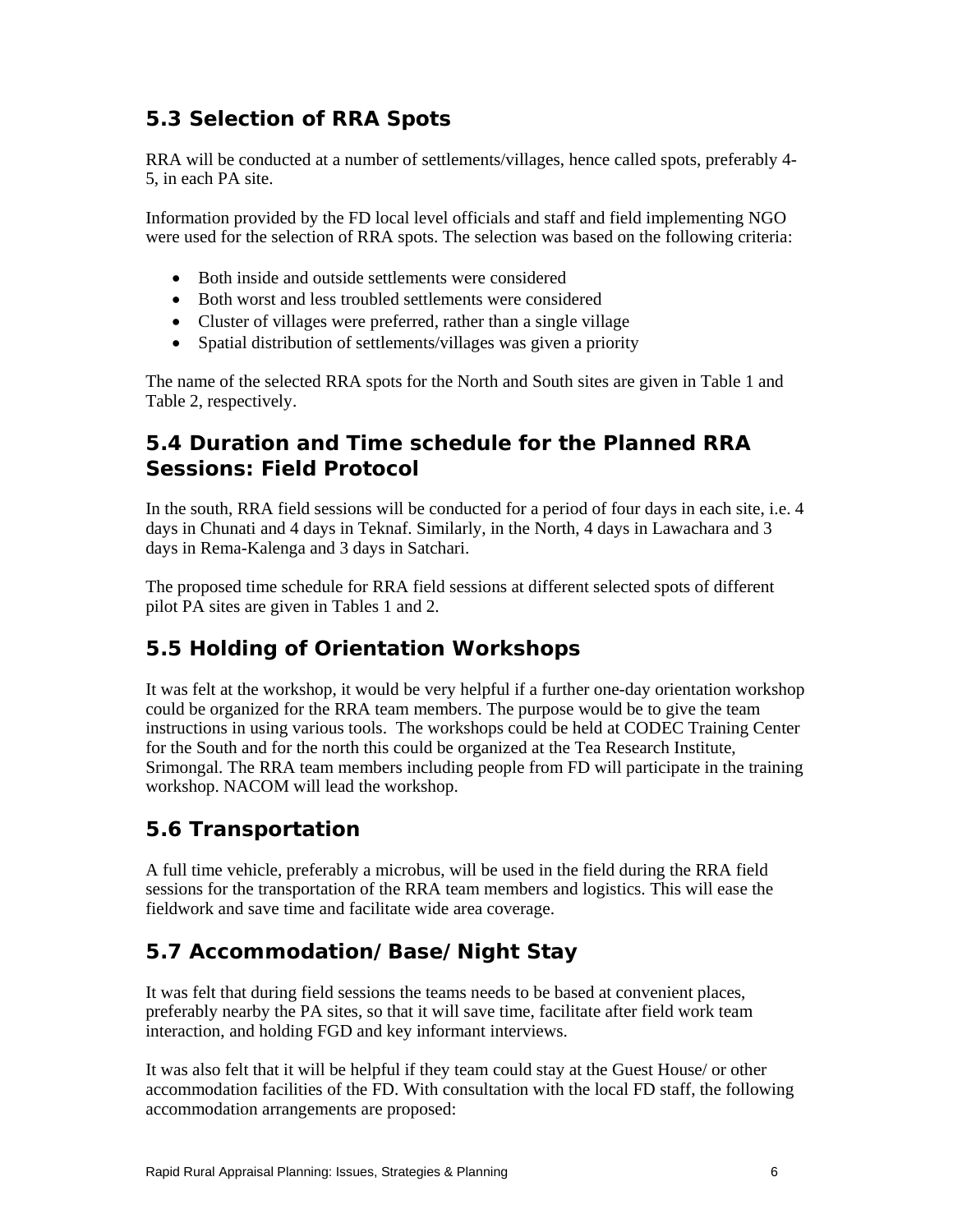## 5.3 Selection of RRA Spots

RRA will be conducted at a number of settlements/villages, hence called spots, preferably 4-5, in each PA site.

Information provided by the FD local level officials and staff and field implementing NGO were used for the selection of RRA spots. The selection was based on the following criteria:

- Both inside and outside settlements were considered
- Both worst and less troubled settlements were considered
- Cluster of villages were preferred, rather than a single village
- Spatial distribution of settlements/villages was given a priority

The name of the selected RRA spots for the North and South sites are given in Table 1 and Table 2, respectively.

## 5.4 Duration and Time schedule for the Planned RRA Sessions: Field Protocol

In the south, RRA field sessions will be conducted for a period of four days in each site, i.e. 4 days in Chunati and 4 days in Teknaf. Similarly, in the North, 4 days in Lawachara and 3 days in Rema-Kalenga and 3 days in Satchari.

The proposed time schedule for RRA field sessions at different selected spots of different pilot PA sites are given in Tables 1 and 2.

## 5.5 Holding of Orientation Workshops

It was felt at the workshop, it would be very helpful if a further one-day orientation workshop could be organized for the RRA team members. The purpose would be to give the team instructions in using various tools. The workshops could be held at CODEC Training Center for the South and for the north this could be organized at the Tea Research Institute, Srimongal. The RRA team members including people from FD will participate in the training workshop. NACOM will lead the workshop.

## 5.6 Transportation

A full time vehicle, preferably a microbus, will be used in the field during the RRA field sessions for the transportation of the RRA team members and logistics. This will ease the fieldwork and save time and facilitate wide area coverage.

## 5.7 Accommodation/Base/Night Stay

It was felt that during field sessions the teams needs to be based at convenient places, preferably nearby the PA sites, so that it will save time, facilitate after field work team interaction, and holding FGD and key informant interviews.

It was also felt that it will be helpful if they team could stay at the Guest House/ or other accommodation facilities of the FD. With consultation with the local FD staff, the following accommodation arrangements are proposed: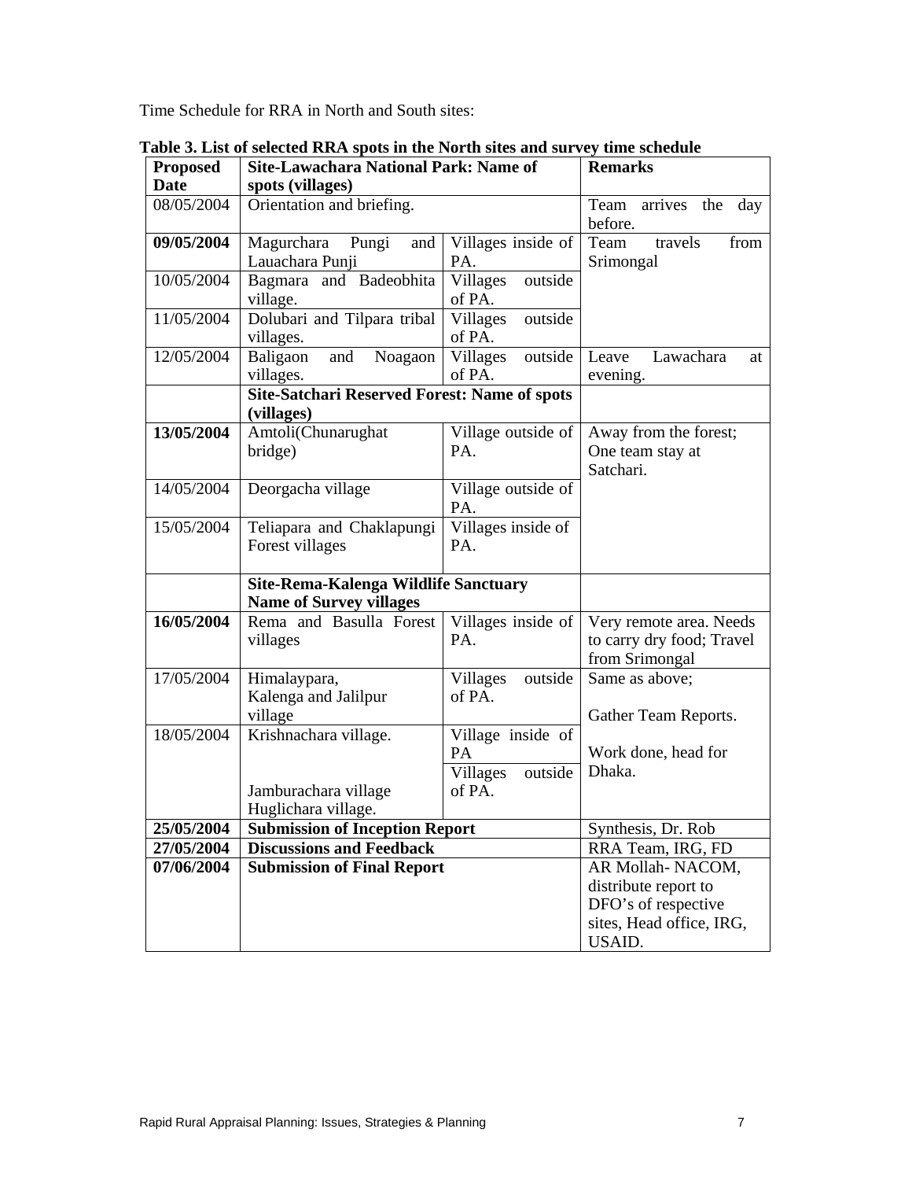Time Schedule for RRA in North and South sites:

**Table 3. List of selected RRA spots in the North sites and survey time schedule**

| **Proposed Date** | **Site-Lawachara National Park: Name of spots (villages)** | | **Remarks** |
|---|---|---|---|
| 08/05/2004 | Orientation and briefing. | | Team arrives the day before. |
| **09/05/2004** | Magurchara Pungi and Lauachara Punji | Villages inside of PA. | Team travels from Srimongal |
| 10/05/2004 | Bagmara and Badeobhita village. | Villages outside of PA. | |
| 11/05/2004 | Dolubari and Tilpara tribal villages. | Villages outside of PA. | |
| 12/05/2004 | Baligaon and Noagaon villages. | Villages outside of PA. | Leave Lawachara at evening. |
| | **Site-Satchari Reserved Forest: Name of spots (villages)** | | |
| **13/05/2004** | Amtoli(Chunarughat bridge) | Village outside of PA. | Away from the forest; One team stay at Satchari. |
| 14/05/2004 | Deorgacha village | Village outside of PA. | |
| 15/05/2004 | Teliapara and Chaklapungi Forest villages | Villages inside of PA. | |
| | **Site-Rema-Kalenga Wildlife Sanctuary Name of Survey villages** | | |
| **16/05/2004** | Rema and Basulla Forest villages | Villages inside of PA. | Very remote area. Needs to carry dry food; Travel from Srimongal |
| 17/05/2004 | Himalaypara, Kalenga and Jalilpur village | Villages outside of PA. | Same as above; Gather Team Reports. |
| 18/05/2004 | Krishnachara village. Jamburachara village Huglichara village. | Village inside of PA Villages outside of PA. | Work done, head for Dhaka. |
| **25/05/2004** | **Submission of Inception Report** | | Synthesis, Dr. Rob |
| **27/05/2004** | **Discussions and Feedback** | | RRA Team, IRG, FD |
| **07/06/2004** | **Submission of Final Report** | | AR Mollah- NACOM, distribute report to DFO's of respective sites, Head office, IRG, USAID. |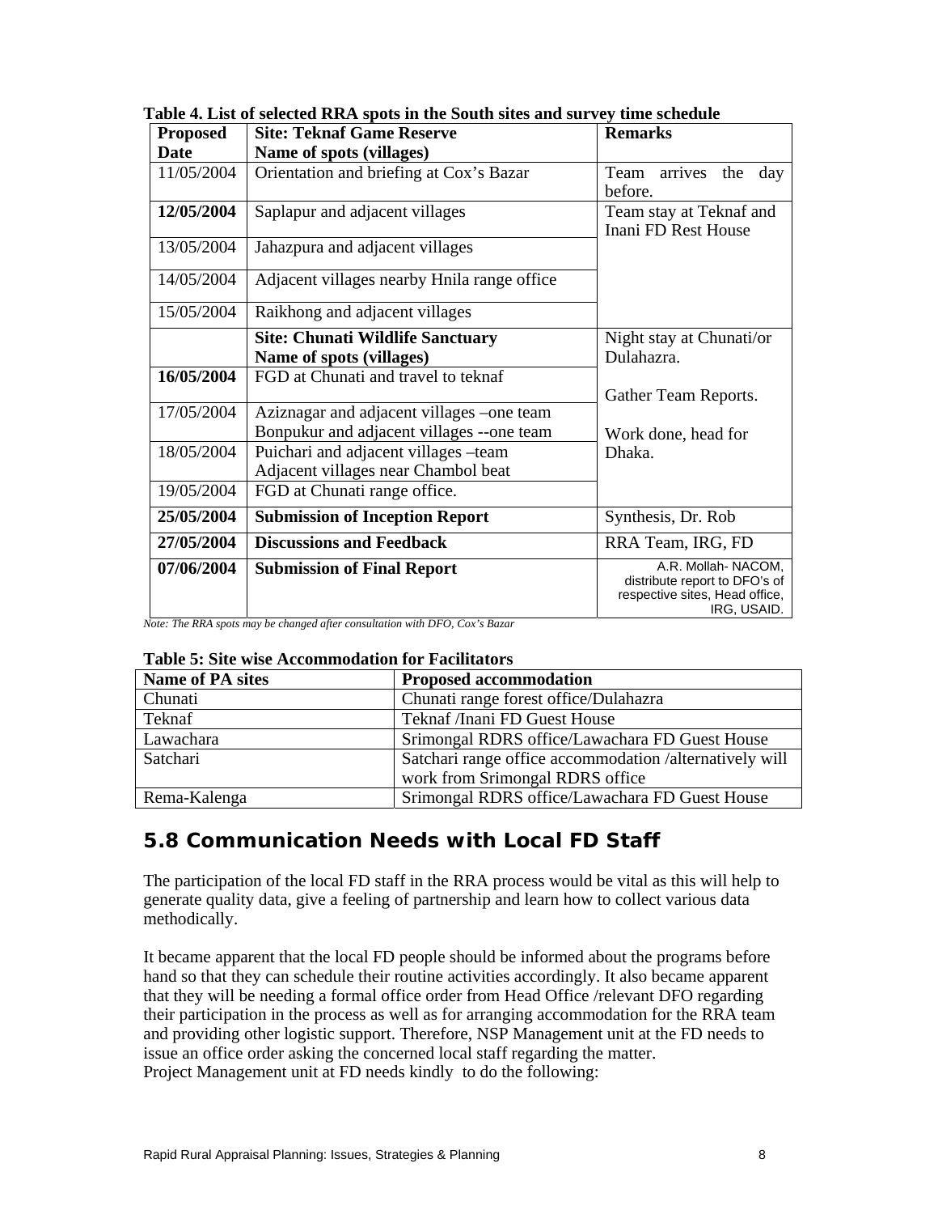**Table 4. List of selected RRA spots in the South sites and survey time schedule**

| Proposed Date | Site: Teknaf Game Reserve<br>Name of spots (villages) | Remarks |
|---|---|---|
| 11/05/2004 | Orientation and briefing at Cox's Bazar | Team arrives the day before. |
| **12/05/2004** | Saplapur and adjacent villages | Team stay at Teknaf and Inani FD Rest House |
| 13/05/2004 | Jahazpura and adjacent villages | |
| 14/05/2004 | Adjacent villages nearby Hnila range office | |
| 15/05/2004 | Raikhong and adjacent villages | |
| | **Site: Chunati Wildlife Sanctuary**<br>**Name of spots (villages)** | Night stay at Chunati/or Dulahazra.<br><br>Gather Team Reports.<br><br>Work done, head for Dhaka. |
| **16/05/2004** | FGD at Chunati and travel to teknaf | |
| 17/05/2004 | Aziznagar and adjacent villages –one team<br>Bonpukur and adjacent villages --one team | |
| 18/05/2004 | Puichari and adjacent villages –team<br>Adjacent villages near Chambol beat | |
| 19/05/2004 | FGD at Chunati range office. | |
| **25/05/2004** | **Submission of Inception Report** | Synthesis, Dr. Rob |
| **27/05/2004** | **Discussions and Feedback** | RRA Team, IRG, FD |
| **07/06/2004** | **Submission of Final Report** | A.R. Mollah- NACOM, distribute report to DFO's of respective sites, Head office, IRG, USAID. |

*Note: The RRA spots may be changed after consultation with DFO, Cox's Bazar*

**Table 5: Site wise Accommodation for Facilitators**

| Name of PA sites | Proposed accommodation |
|---|---|
| Chunati | Chunati range forest office/Dulahazra |
| Teknaf | Teknaf /Inani FD Guest House |
| Lawachara | Srimongal RDRS office/Lawachara FD Guest House |
| Satchari | Satchari range office accommodation /alternatively will work from Srimongal RDRS office |
| Rema-Kalenga | Srimongal RDRS office/Lawachara FD Guest House |

## 5.8 Communication Needs with Local FD Staff

The participation of the local FD staff in the RRA process would be vital as this will help to generate quality data, give a feeling of partnership and learn how to collect various data methodically.

It became apparent that the local FD people should be informed about the programs before hand so that they can schedule their routine activities accordingly. It also became apparent that they will be needing a formal office order from Head Office /relevant DFO regarding their participation in the process as well as for arranging accommodation for the RRA team and providing other logistic support. Therefore, NSP Management unit at the FD needs to issue an office order asking the concerned local staff regarding the matter.
Project Management unit at FD needs kindly to do the following: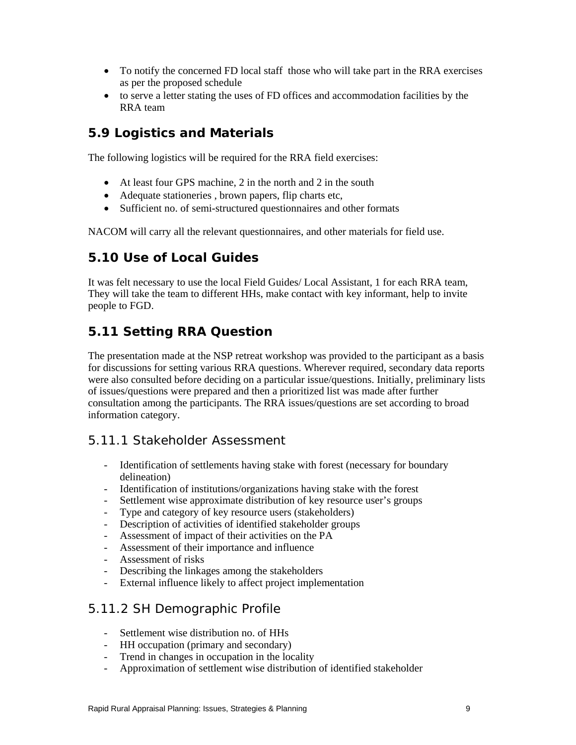- To notify the concerned FD local staff  those who will take part in the RRA exercises as per the proposed schedule
- to serve a letter stating the uses of FD offices and accommodation facilities by the RRA team

## 5.9 Logistics and Materials

The following logistics will be required for the RRA field exercises:

- At least four GPS machine, 2 in the north and 2 in the south
- Adequate stationeries , brown papers, flip charts etc,
- Sufficient no. of semi-structured questionnaires and other formats

NACOM will carry all the relevant questionnaires, and other materials for field use.

## 5.10 Use of Local Guides

It was felt necessary to use the local Field Guides/ Local Assistant, 1 for each RRA team, They will take the team to different HHs, make contact with key informant, help to invite people to FGD.

## 5.11 Setting RRA Question

The presentation made at the NSP retreat workshop was provided to the participant as a basis for discussions for setting various RRA questions. Wherever required, secondary data reports were also consulted before deciding on a particular issue/questions. Initially, preliminary lists of issues/questions were prepared and then a prioritized list was made after further consultation among the participants. The RRA issues/questions are set according to broad information category.

### 5.11.1 Stakeholder Assessment

- Identification of settlements having stake with forest (necessary for boundary delineation)
- Identification of institutions/organizations having stake with the forest
- Settlement wise approximate distribution of key resource user's groups
- Type and category of key resource users (stakeholders)
- Description of activities of identified stakeholder groups
- Assessment of impact of their activities on the PA
- Assessment of their importance and influence
- Assessment of risks
- Describing the linkages among the stakeholders
- External influence likely to affect project implementation

### 5.11.2 SH Demographic Profile

- Settlement wise distribution no. of HHs
- HH occupation (primary and secondary)
- Trend in changes in occupation in the locality
- Approximation of settlement wise distribution of identified stakeholder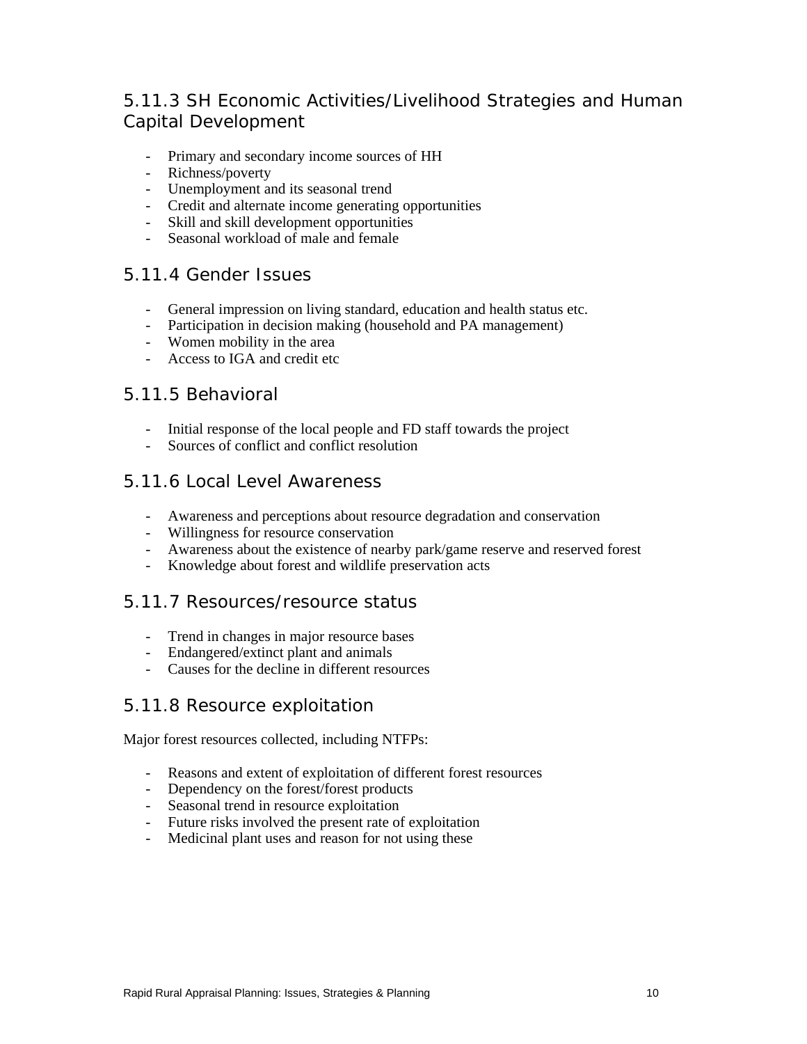### 5.11.3 SH Economic Activities/Livelihood Strategies and Human Capital Development

- Primary and secondary income sources of HH
- Richness/poverty
- Unemployment and its seasonal trend
- Credit and alternate income generating opportunities
- Skill and skill development opportunities
- Seasonal workload of male and female

### 5.11.4 Gender Issues

- General impression on living standard, education and health status etc.
- Participation in decision making (household and PA management)
- Women mobility in the area
- Access to IGA and credit etc

### 5.11.5 Behavioral

- Initial response of the local people and FD staff towards the project
- Sources of conflict and conflict resolution

### 5.11.6 Local Level Awareness

- Awareness and perceptions about resource degradation and conservation
- Willingness for resource conservation
- Awareness about the existence of nearby park/game reserve and reserved forest
- Knowledge about forest and wildlife preservation acts

### 5.11.7 Resources/resource status

- Trend in changes in major resource bases
- Endangered/extinct plant and animals
- Causes for the decline in different resources

### 5.11.8 Resource exploitation

Major forest resources collected, including NTFPs:

- Reasons and extent of exploitation of different forest resources
- Dependency on the forest/forest products
- Seasonal trend in resource exploitation
- Future risks involved the present rate of exploitation
- Medicinal plant uses and reason for not using these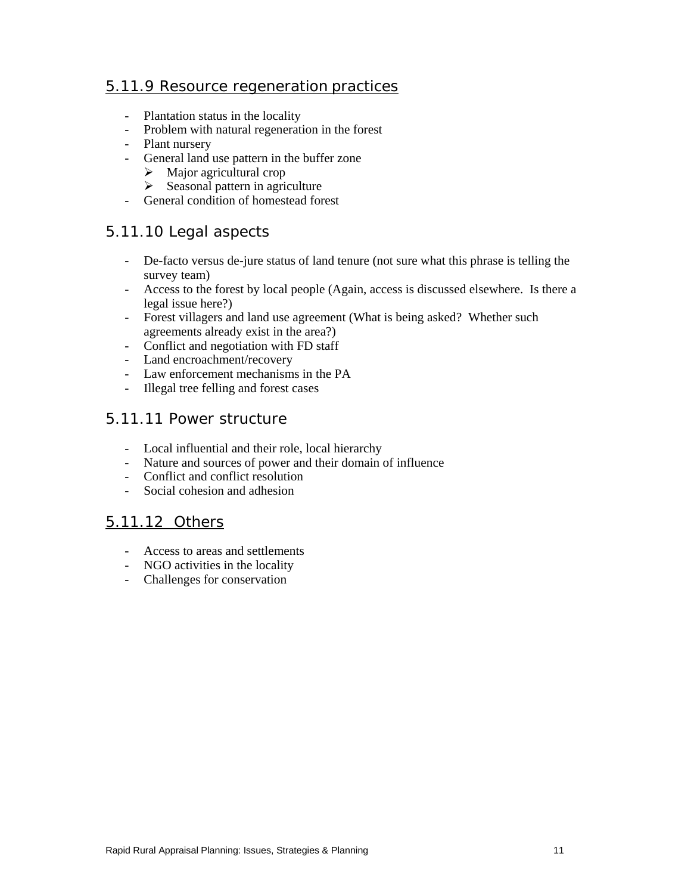#### 5.11.9 Resource regeneration practices

- Plantation status in the locality
- Problem with natural regeneration in the forest
- Plant nursery
- General land use pattern in the buffer zone
  - Major agricultural crop
  - Seasonal pattern in agriculture
- General condition of homestead forest

#### 5.11.10 Legal aspects

- De-facto versus de-jure status of land tenure (not sure what this phrase is telling the survey team)
- Access to the forest by local people (Again, access is discussed elsewhere. Is there a legal issue here?)
- Forest villagers and land use agreement (What is being asked? Whether such agreements already exist in the area?)
- Conflict and negotiation with FD staff
- Land encroachment/recovery
- Law enforcement mechanisms in the PA
- Illegal tree felling and forest cases

#### 5.11.11 Power structure

- Local influential and their role, local hierarchy
- Nature and sources of power and their domain of influence
- Conflict and conflict resolution
- Social cohesion and adhesion

#### 5.11.12 Others

- Access to areas and settlements
- NGO activities in the locality
- Challenges for conservation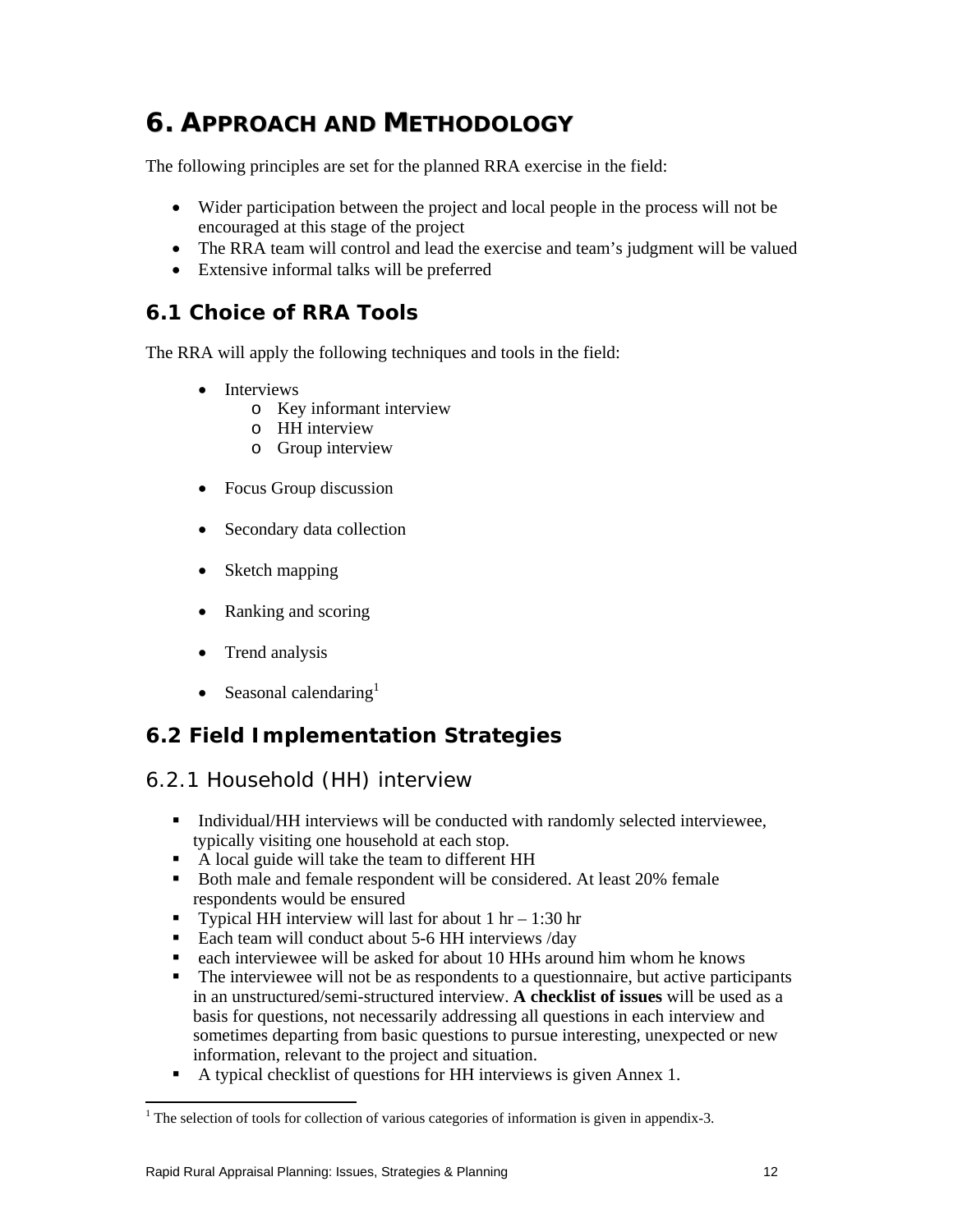# 6. APPROACH AND METHODOLOGY

The following principles are set for the planned RRA exercise in the field:

- Wider participation between the project and local people in the process will not be encouraged at this stage of the project
- The RRA team will control and lead the exercise and team's judgment will be valued
- Extensive informal talks will be preferred

## 6.1 Choice of RRA Tools

The RRA will apply the following techniques and tools in the field:

- Interviews
  - Key informant interview
  - HH interview
  - Group interview
- Focus Group discussion
- Secondary data collection
- Sketch mapping
- Ranking and scoring
- Trend analysis
- Seasonal calendaring[1]

## 6.2 Field Implementation Strategies

### 6.2.1 Household (HH) interview

- Individual/HH interviews will be conducted with randomly selected interviewee, typically visiting one household at each stop.
- A local guide will take the team to different HH
- Both male and female respondent will be considered. At least 20% female respondents would be ensured
- Typical HH interview will last for about 1 hr – 1:30 hr
- Each team will conduct about 5-6 HH interviews /day
- each interviewee will be asked for about 10 HHs around him whom he knows
- The interviewee will not be as respondents to a questionnaire, but active participants in an unstructured/semi-structured interview. **A checklist of issues** will be used as a basis for questions, not necessarily addressing all questions in each interview and sometimes departing from basic questions to pursue interesting, unexpected or new information, relevant to the project and situation.
- A typical checklist of questions for HH interviews is given Annex 1.

[1] The selection of tools for collection of various categories of information is given in appendix-3.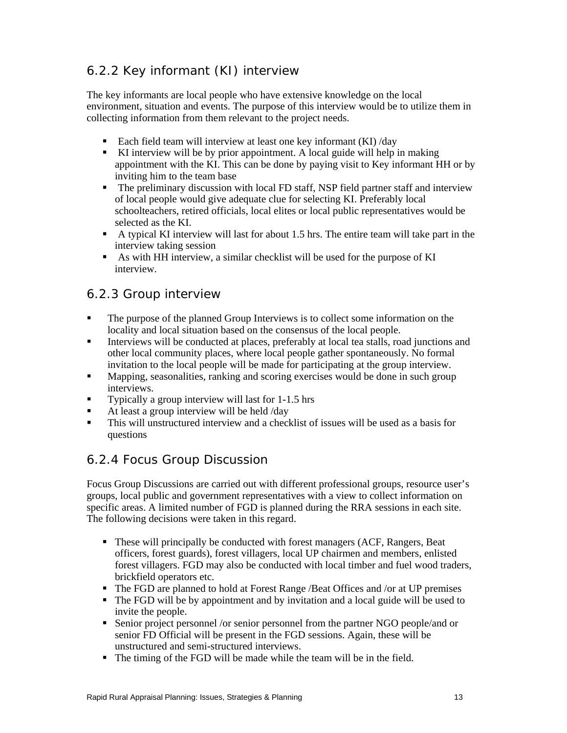### 6.2.2 Key informant (KI) interview

The key informants are local people who have extensive knowledge on the local environment, situation and events. The purpose of this interview would be to utilize them in collecting information from them relevant to the project needs.

- Each field team will interview at least one key informant (KI) /day
- KI interview will be by prior appointment. A local guide will help in making appointment with the KI. This can be done by paying visit to Key informant HH or by inviting him to the team base
- The preliminary discussion with local FD staff, NSP field partner staff and interview of local people would give adequate clue for selecting KI. Preferably local schoolteachers, retired officials, local elites or local public representatives would be selected as the KI.
- A typical KI interview will last for about 1.5 hrs. The entire team will take part in the interview taking session
- As with HH interview, a similar checklist will be used for the purpose of KI interview.

### 6.2.3 Group interview

- The purpose of the planned Group Interviews is to collect some information on the locality and local situation based on the consensus of the local people.
- Interviews will be conducted at places, preferably at local tea stalls, road junctions and other local community places, where local people gather spontaneously. No formal invitation to the local people will be made for participating at the group interview.
- Mapping, seasonalities, ranking and scoring exercises would be done in such group interviews.
- Typically a group interview will last for 1-1.5 hrs
- At least a group interview will be held /day
- This will unstructured interview and a checklist of issues will be used as a basis for questions

### 6.2.4 Focus Group Discussion

Focus Group Discussions are carried out with different professional groups, resource user's groups, local public and government representatives with a view to collect information on specific areas. A limited number of FGD is planned during the RRA sessions in each site. The following decisions were taken in this regard.

- These will principally be conducted with forest managers (ACF, Rangers, Beat officers, forest guards), forest villagers, local UP chairmen and members, enlisted forest villagers. FGD may also be conducted with local timber and fuel wood traders, brickfield operators etc.
- The FGD are planned to hold at Forest Range /Beat Offices and /or at UP premises
- The FGD will be by appointment and by invitation and a local guide will be used to invite the people.
- Senior project personnel /or senior personnel from the partner NGO people/and or senior FD Official will be present in the FGD sessions. Again, these will be unstructured and semi-structured interviews.
- The timing of the FGD will be made while the team will be in the field.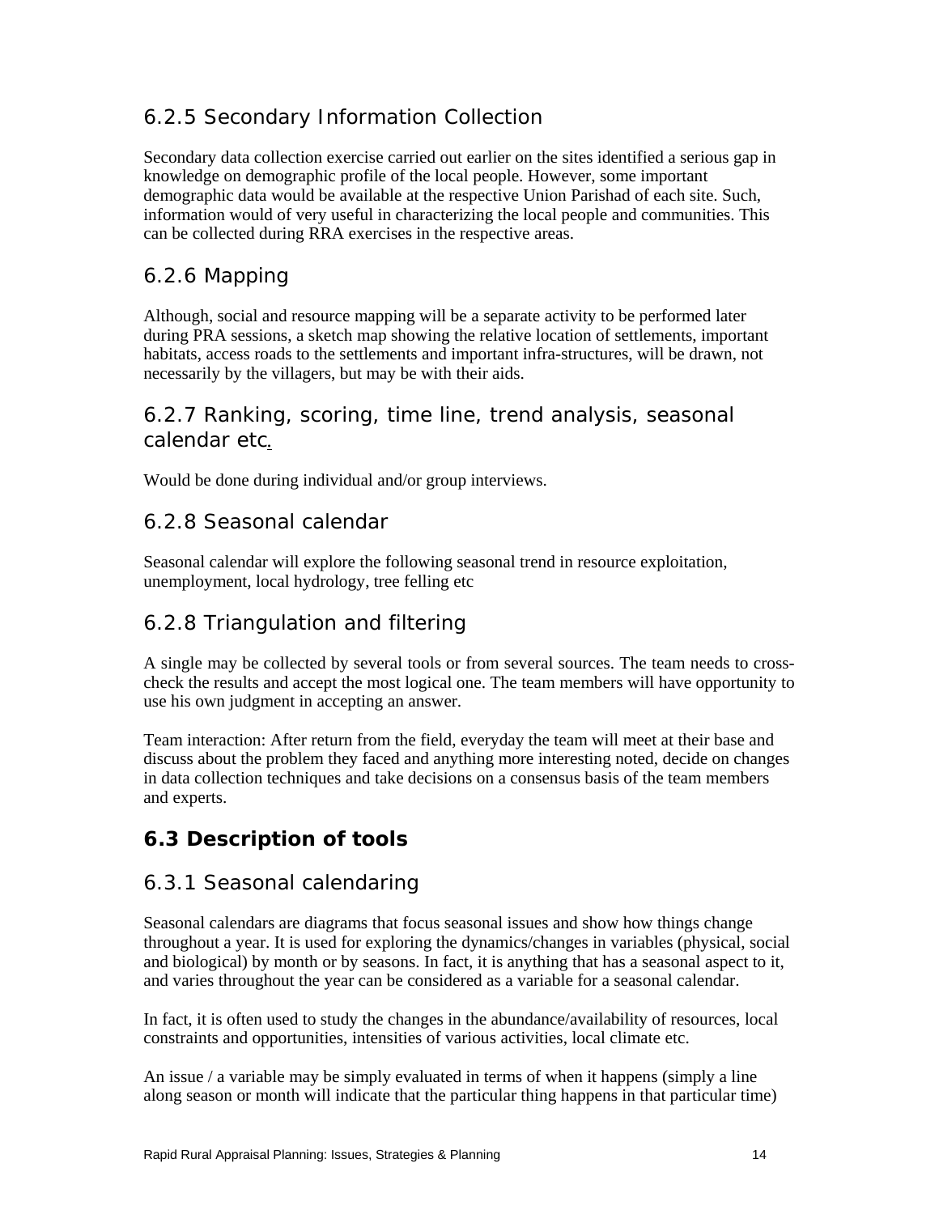### 6.2.5 Secondary Information Collection

Secondary data collection exercise carried out earlier on the sites identified a serious gap in knowledge on demographic profile of the local people. However, some important demographic data would be available at the respective Union Parishad of each site. Such, information would of very useful in characterizing the local people and communities. This can be collected during RRA exercises in the respective areas.

### 6.2.6 Mapping

Although, social and resource mapping will be a separate activity to be performed later during PRA sessions, a sketch map showing the relative location of settlements, important habitats, access roads to the settlements and important infra-structures, will be drawn, not necessarily by the villagers, but may be with their aids.

### 6.2.7 Ranking, scoring, time line, trend analysis, seasonal calendar etc.

Would be done during individual and/or group interviews.

### 6.2.8 Seasonal calendar

Seasonal calendar will explore the following seasonal trend in resource exploitation, unemployment, local hydrology, tree felling etc

### 6.2.8 Triangulation and filtering

A single may be collected by several tools or from several sources. The team needs to cross-check the results and accept the most logical one. The team members will have opportunity to use his own judgment in accepting an answer.

Team interaction: After return from the field, everyday the team will meet at their base and discuss about the problem they faced and anything more interesting noted, decide on changes in data collection techniques and take decisions on a consensus basis of the team members and experts.

## 6.3 Description of tools

### 6.3.1 Seasonal calendaring

Seasonal calendars are diagrams that focus seasonal issues and show how things change throughout a year. It is used for exploring the dynamics/changes in variables (physical, social and biological) by month or by seasons. In fact, it is anything that has a seasonal aspect to it, and varies throughout the year can be considered as a variable for a seasonal calendar.

In fact, it is often used to study the changes in the abundance/availability of resources, local constraints and opportunities, intensities of various activities, local climate etc.

An issue / a variable may be simply evaluated in terms of when it happens (simply a line along season or month will indicate that the particular thing happens in that particular time)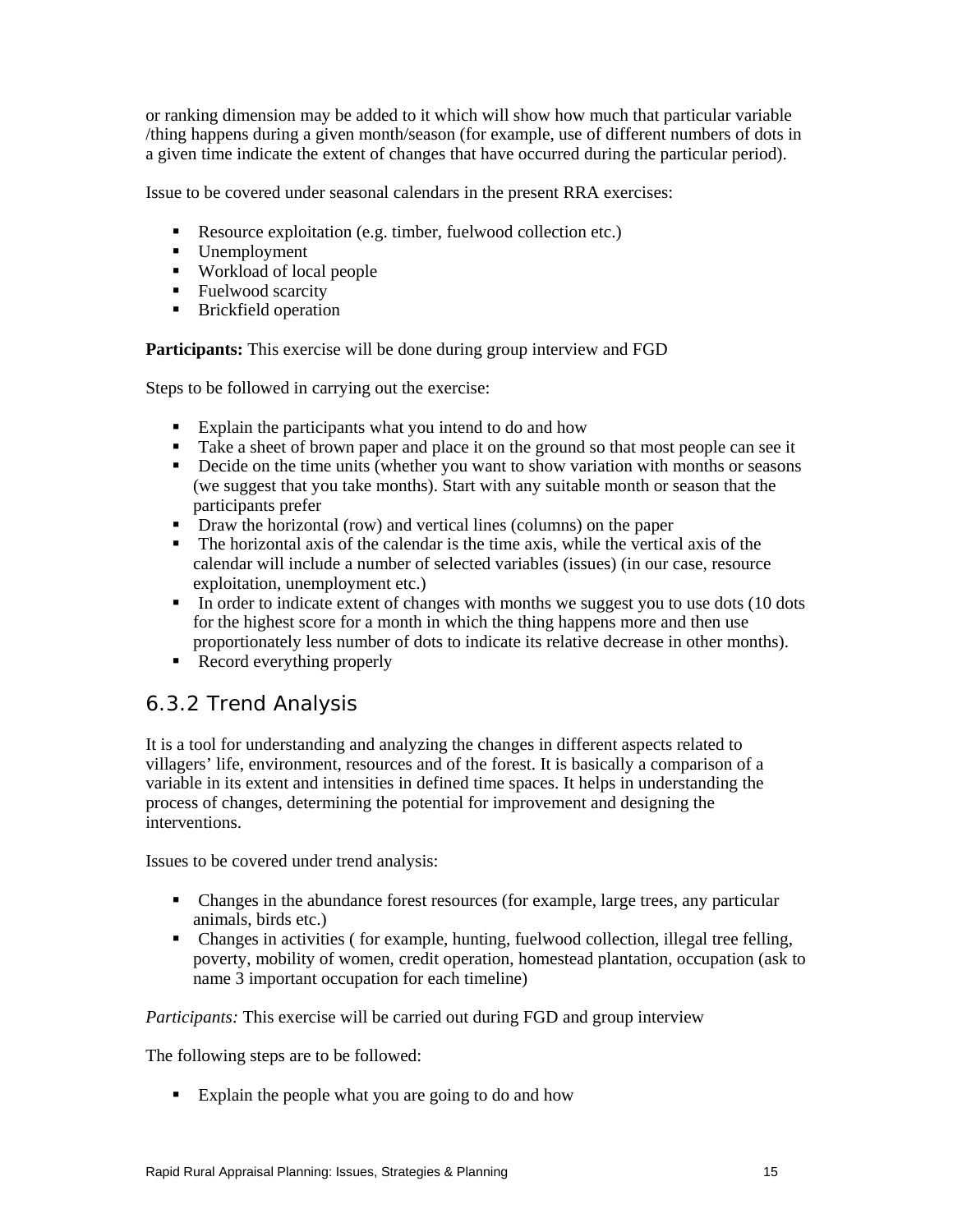or ranking dimension may be added to it which will show how much that particular variable /thing happens during a given month/season (for example, use of different numbers of dots in a given time indicate the extent of changes that have occurred during the particular period).

Issue to be covered under seasonal calendars in the present RRA exercises:

- Resource exploitation (e.g. timber, fuelwood collection etc.)
- Unemployment
- Workload of local people
- Fuelwood scarcity
- Brickfield operation

**Participants:** This exercise will be done during group interview and FGD

Steps to be followed in carrying out the exercise:

- Explain the participants what you intend to do and how
- Take a sheet of brown paper and place it on the ground so that most people can see it
- Decide on the time units (whether you want to show variation with months or seasons (we suggest that you take months). Start with any suitable month or season that the participants prefer
- Draw the horizontal (row) and vertical lines (columns) on the paper
- The horizontal axis of the calendar is the time axis, while the vertical axis of the calendar will include a number of selected variables (issues) (in our case, resource exploitation, unemployment etc.)
- In order to indicate extent of changes with months we suggest you to use dots (10 dots for the highest score for a month in which the thing happens more and then use proportionately less number of dots to indicate its relative decrease in other months).
- Record everything properly

### 6.3.2 Trend Analysis

It is a tool for understanding and analyzing the changes in different aspects related to villagers' life, environment, resources and of the forest. It is basically a comparison of a variable in its extent and intensities in defined time spaces. It helps in understanding the process of changes, determining the potential for improvement and designing the interventions.

Issues to be covered under trend analysis:

- Changes in the abundance forest resources (for example, large trees, any particular animals, birds etc.)
- Changes in activities ( for example, hunting, fuelwood collection, illegal tree felling, poverty, mobility of women, credit operation, homestead plantation, occupation (ask to name 3 important occupation for each timeline)

*Participants:* This exercise will be carried out during FGD and group interview

The following steps are to be followed:

- Explain the people what you are going to do and how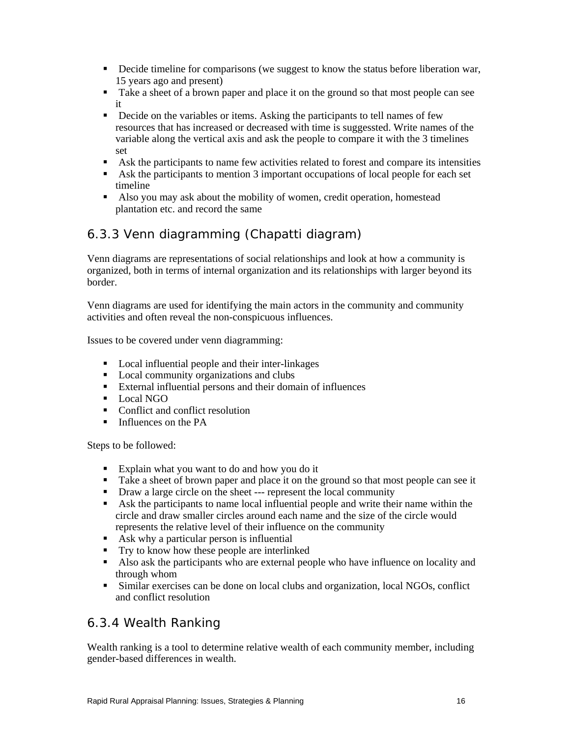- Decide timeline for comparisons (we suggest to know the status before liberation war, 15 years ago and present)
- Take a sheet of a brown paper and place it on the ground so that most people can see it
- Decide on the variables or items. Asking the participants to tell names of few resources that has increased or decreased with time is suggessted. Write names of the variable along the vertical axis and ask the people to compare it with the 3 timelines set
- Ask the participants to name few activities related to forest and compare its intensities
- Ask the participants to mention 3 important occupations of local people for each set timeline
- Also you may ask about the mobility of women, credit operation, homestead plantation etc. and record the same

### 6.3.3 Venn diagramming (Chapatti diagram)

Venn diagrams are representations of social relationships and look at how a community is organized, both in terms of internal organization and its relationships with larger beyond its border.

Venn diagrams are used for identifying the main actors in the community and community activities and often reveal the non-conspicuous influences.

Issues to be covered under venn diagramming:

- Local influential people and their inter-linkages
- Local community organizations and clubs
- External influential persons and their domain of influences
- Local NGO
- Conflict and conflict resolution
- Influences on the PA

Steps to be followed:

- Explain what you want to do and how you do it
- Take a sheet of brown paper and place it on the ground so that most people can see it
- Draw a large circle on the sheet --- represent the local community
- Ask the participants to name local influential people and write their name within the circle and draw smaller circles around each name and the size of the circle would represents the relative level of their influence on the community
- Ask why a particular person is influential
- Try to know how these people are interlinked
- Also ask the participants who are external people who have influence on locality and through whom
- Similar exercises can be done on local clubs and organization, local NGOs, conflict and conflict resolution

### 6.3.4 Wealth Ranking

Wealth ranking is a tool to determine relative wealth of each community member, including gender-based differences in wealth.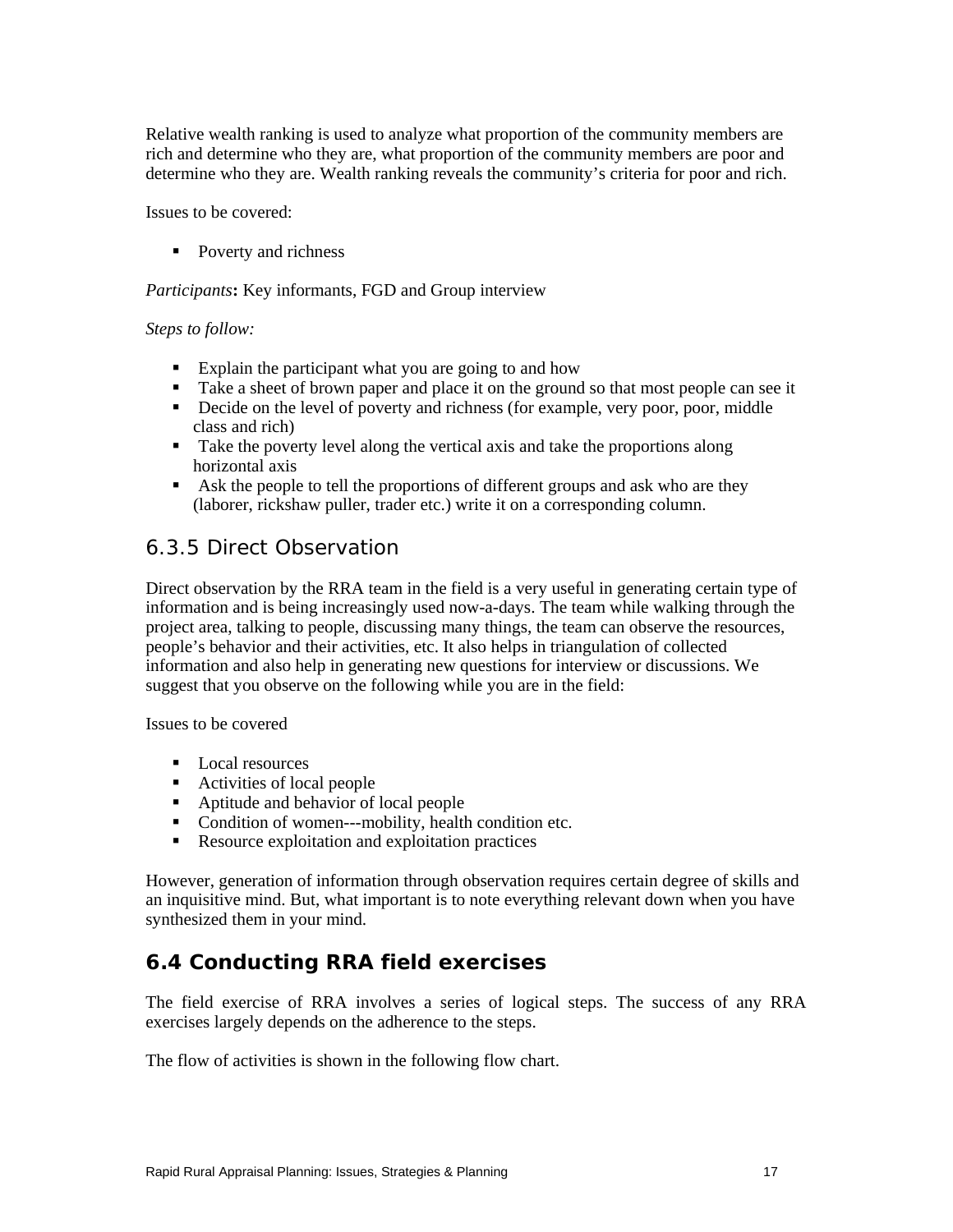Relative wealth ranking is used to analyze what proportion of the community members are rich and determine who they are, what proportion of the community members are poor and determine who they are. Wealth ranking reveals the community's criteria for poor and rich.

Issues to be covered:

- Poverty and richness

*Participants***:** Key informants, FGD and Group interview

*Steps to follow:*

- Explain the participant what you are going to and how
- Take a sheet of brown paper and place it on the ground so that most people can see it
- Decide on the level of poverty and richness (for example, very poor, poor, middle class and rich)
- Take the poverty level along the vertical axis and take the proportions along horizontal axis
- Ask the people to tell the proportions of different groups and ask who are they (laborer, rickshaw puller, trader etc.) write it on a corresponding column.

### 6.3.5 Direct Observation

Direct observation by the RRA team in the field is a very useful in generating certain type of information and is being increasingly used now-a-days. The team while walking through the project area, talking to people, discussing many things, the team can observe the resources, people's behavior and their activities, etc. It also helps in triangulation of collected information and also help in generating new questions for interview or discussions. We suggest that you observe on the following while you are in the field:

Issues to be covered

- Local resources
- Activities of local people
- Aptitude and behavior of local people
- Condition of women---mobility, health condition etc.
- Resource exploitation and exploitation practices

However, generation of information through observation requires certain degree of skills and an inquisitive mind. But, what important is to note everything relevant down when you have synthesized them in your mind.

## 6.4 Conducting RRA field exercises

The field exercise of RRA involves a series of logical steps. The success of any RRA exercises largely depends on the adherence to the steps.

The flow of activities is shown in the following flow chart.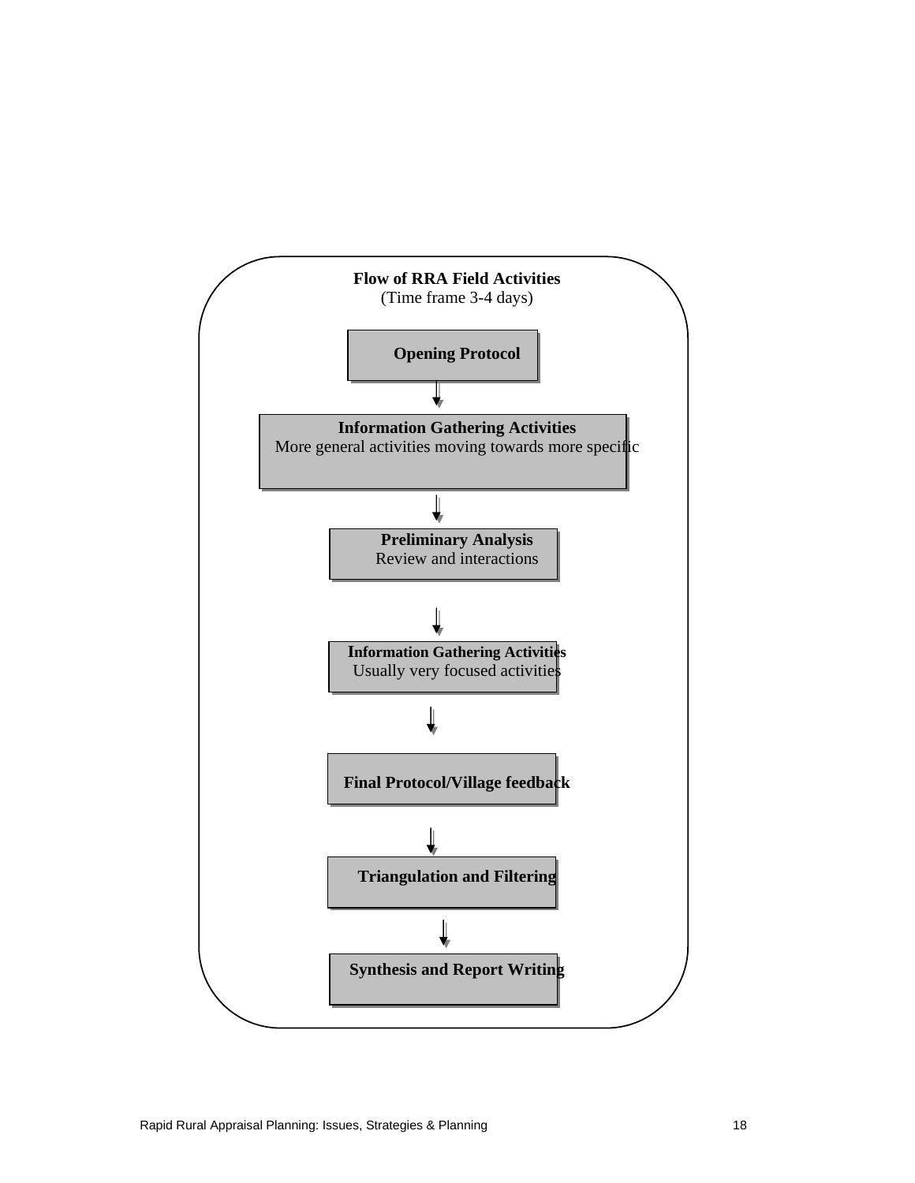**Flow of RRA Field Activities**
(Time frame 3-4 days)

**Opening Protocol**

↓

**Information Gathering Activities**
More general activities moving towards more specific

↓

**Preliminary Analysis**
Review and interactions

↓

**Information Gathering Activities**
Usually very focused activities

↓

**Final Protocol/Village feedback**

↓

**Triangulation and Filtering**

↓

**Synthesis and Report Writing**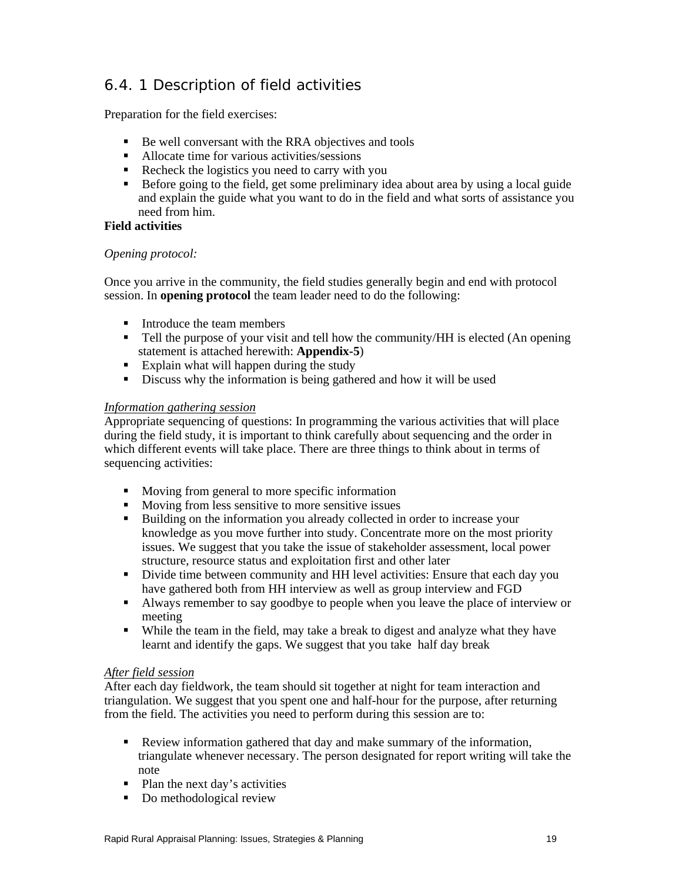## 6.4. 1 Description of field activities

Preparation for the field exercises:

- Be well conversant with the RRA objectives and tools
- Allocate time for various activities/sessions
- Recheck the logistics you need to carry with you
- Before going to the field, get some preliminary idea about area by using a local guide and explain the guide what you want to do in the field and what sorts of assistance you need from him.

**Field activities**

*Opening protocol:*

Once you arrive in the community, the field studies generally begin and end with protocol session. In **opening protocol** the team leader need to do the following:

- Introduce the team members
- Tell the purpose of your visit and tell how the community/HH is elected (An opening statement is attached herewith: **Appendix-5**)
- Explain what will happen during the study
- Discuss why the information is being gathered and how it will be used

*Information gathering session*

Appropriate sequencing of questions: In programming the various activities that will place during the field study, it is important to think carefully about sequencing and the order in which different events will take place. There are three things to think about in terms of sequencing activities:

- Moving from general to more specific information
- Moving from less sensitive to more sensitive issues
- Building on the information you already collected in order to increase your knowledge as you move further into study. Concentrate more on the most priority issues. We suggest that you take the issue of stakeholder assessment, local power structure, resource status and exploitation first and other later
- Divide time between community and HH level activities: Ensure that each day you have gathered both from HH interview as well as group interview and FGD
- Always remember to say goodbye to people when you leave the place of interview or meeting
- While the team in the field, may take a break to digest and analyze what they have learnt and identify the gaps. We suggest that you take half day break

*After field session*

After each day fieldwork, the team should sit together at night for team interaction and triangulation. We suggest that you spent one and half-hour for the purpose, after returning from the field. The activities you need to perform during this session are to:

- Review information gathered that day and make summary of the information, triangulate whenever necessary. The person designated for report writing will take the note
- Plan the next day's activities
- Do methodological review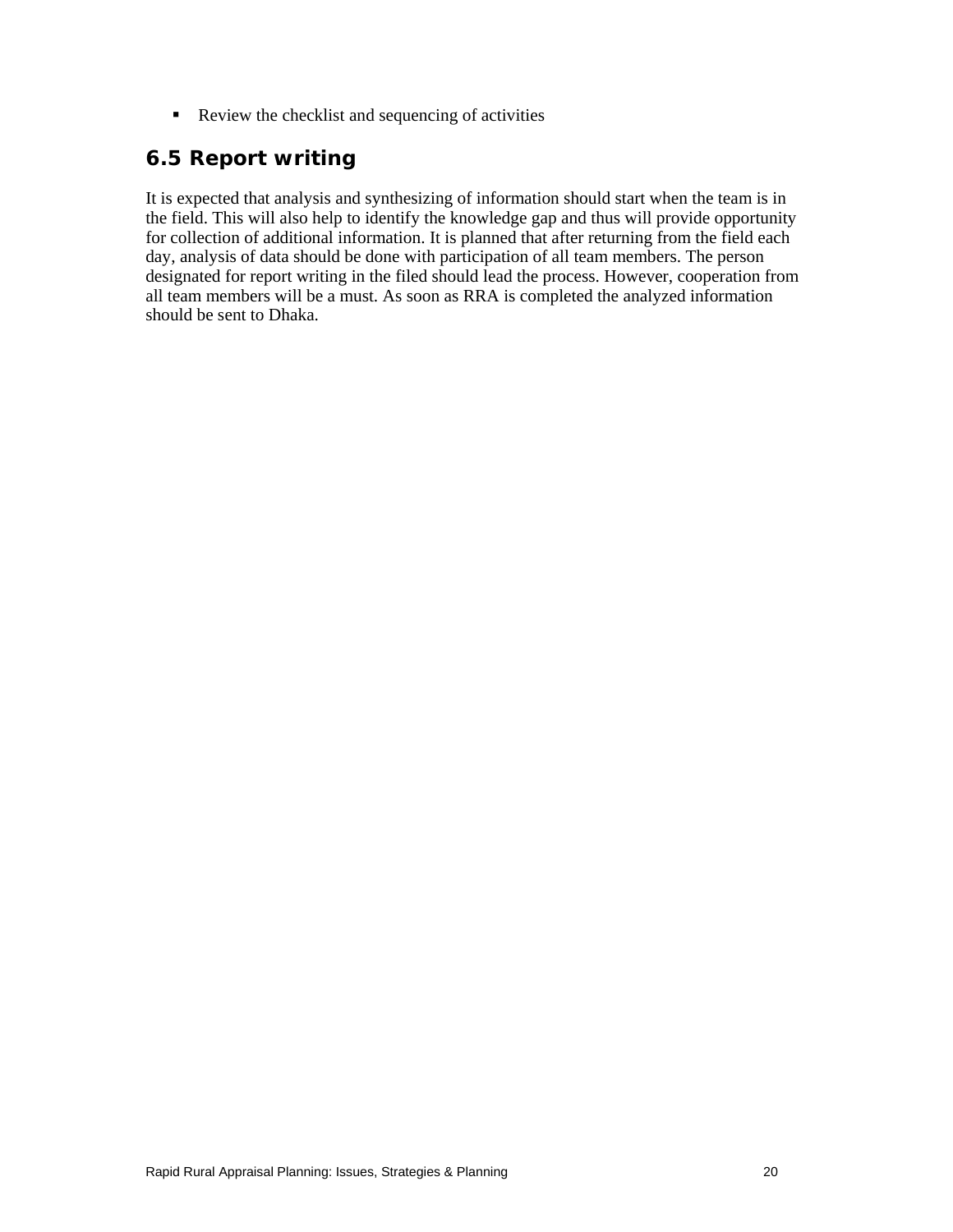- Review the checklist and sequencing of activities

## 6.5 Report writing

It is expected that analysis and synthesizing of information should start when the team is in the field. This will also help to identify the knowledge gap and thus will provide opportunity for collection of additional information. It is planned that after returning from the field each day, analysis of data should be done with participation of all team members. The person designated for report writing in the filed should lead the process. However, cooperation from all team members will be a must. As soon as RRA is completed the analyzed information should be sent to Dhaka.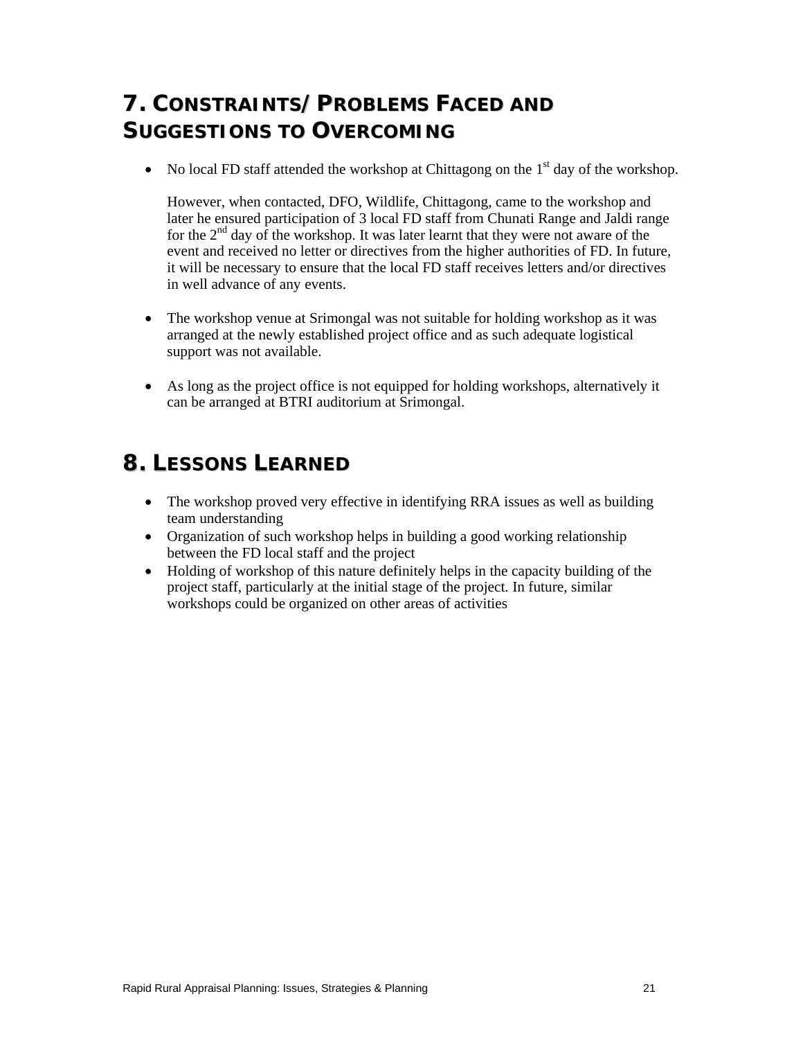## 7. Constraints/Problems Faced and Suggestions to Overcoming

- No local FD staff attended the workshop at Chittagong on the 1st day of the workshop.

  However, when contacted, DFO, Wildlife, Chittagong, came to the workshop and later he ensured participation of 3 local FD staff from Chunati Range and Jaldi range for the 2nd day of the workshop. It was later learnt that they were not aware of the event and received no letter or directives from the higher authorities of FD. In future, it will be necessary to ensure that the local FD staff receives letters and/or directives in well advance of any events.

- The workshop venue at Srimongal was not suitable for holding workshop as it was arranged at the newly established project office and as such adequate logistical support was not available.

- As long as the project office is not equipped for holding workshops, alternatively it can be arranged at BTRI auditorium at Srimongal.

## 8. Lessons Learned

- The workshop proved very effective in identifying RRA issues as well as building team understanding
- Organization of such workshop helps in building a good working relationship between the FD local staff and the project
- Holding of workshop of this nature definitely helps in the capacity building of the project staff, particularly at the initial stage of the project. In future, similar workshops could be organized on other areas of activities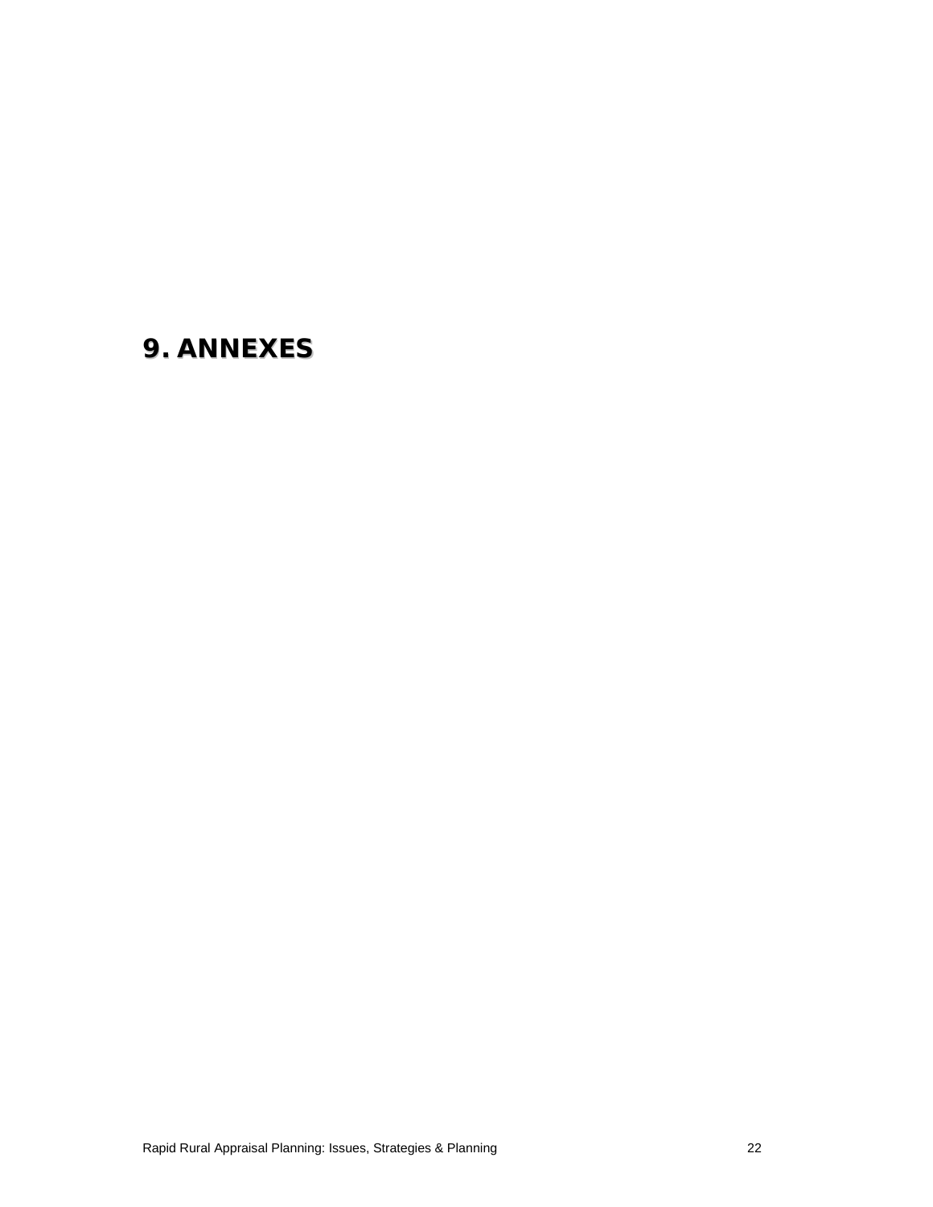# 9. ANNEXES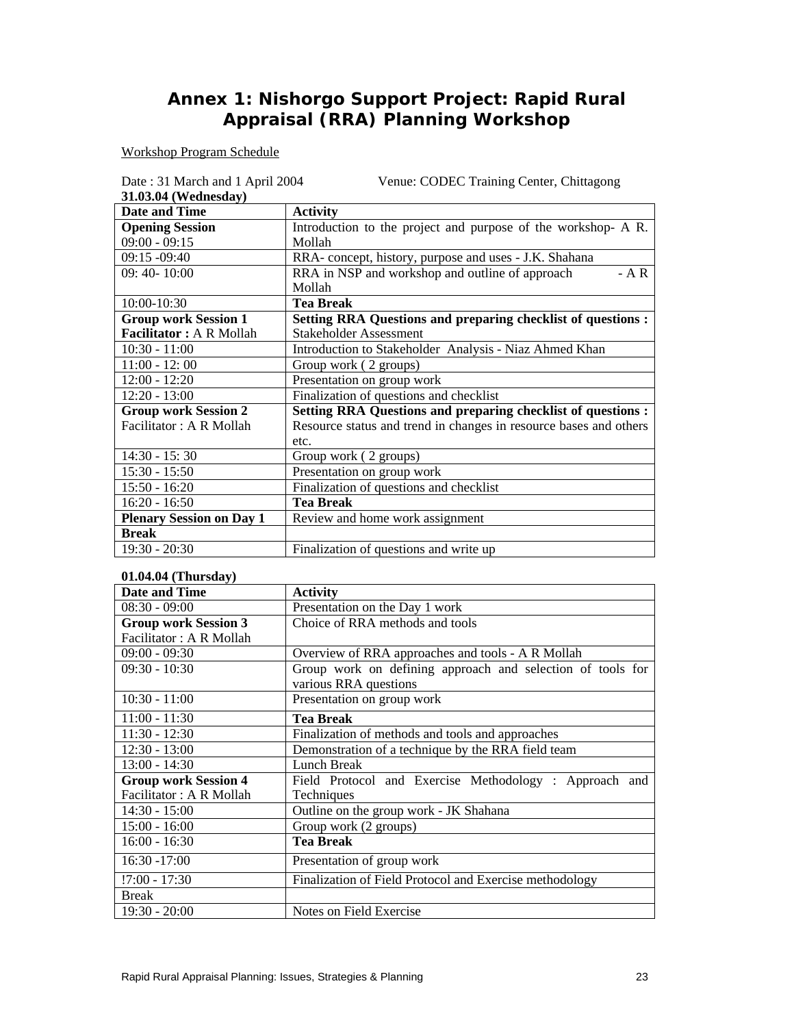# Annex 1: Nishorgo Support Project: Rapid Rural Appraisal (RRA) Planning Workshop

Workshop Program Schedule

Date : 31 March and 1 April 2004 Venue: CODEC Training Center, Chittagong

**31.03.04 (Wednesday)**

| **Date and Time** | **Activity** |
|---|---|
| **Opening Session** 09:00 - 09:15 | Introduction to the project and purpose of the workshop- A R. Mollah |
| 09:15 -09:40 | RRA- concept, history, purpose and uses - J.K. Shahana |
| 09: 40- 10:00 | RRA in NSP and workshop and outline of approach - A R Mollah |
| 10:00-10:30 | **Tea Break** |
| **Group work Session 1** **Facilitator :** A R Mollah | **Setting RRA Questions and preparing checklist of questions :** Stakeholder Assessment |
| 10:30 - 11:00 | Introduction to Stakeholder Analysis - Niaz Ahmed Khan |
| 11:00 - 12: 00 | Group work ( 2 groups) |
| 12:00 - 12:20 | Presentation on group work |
| 12:20 - 13:00 | Finalization of questions and checklist |
| **Group work Session 2** Facilitator : A R Mollah | **Setting RRA Questions and preparing checklist of questions :** Resource status and trend in changes in resource bases and others etc. |
| 14:30 - 15: 30 | Group work ( 2 groups) |
| 15:30 - 15:50 | Presentation on group work |
| 15:50 - 16:20 | Finalization of questions and checklist |
| 16:20 - 16:50 | **Tea Break** |
| **Plenary Session on Day 1** | Review and home work assignment |
| **Break** | |
| 19:30 - 20:30 | Finalization of questions and write up |

**01.04.04 (Thursday)**

| **Date and Time** | **Activity** |
|---|---|
| 08:30 - 09:00 | Presentation on the Day 1 work |
| **Group work Session 3** Facilitator : A R Mollah | Choice of RRA methods and tools |
| 09:00 - 09:30 | Overview of RRA approaches and tools - A R Mollah |
| 09:30 - 10:30 | Group work on defining approach and selection of tools for various RRA questions |
| 10:30 - 11:00 | Presentation on group work |
| 11:00 - 11:30 | **Tea Break** |
| 11:30 - 12:30 | Finalization of methods and tools and approaches |
| 12:30 - 13:00 | Demonstration of a technique by the RRA field team |
| 13:00 - 14:30 | Lunch Break |
| **Group work Session 4** Facilitator : A R Mollah | Field Protocol and Exercise Methodology : Approach and Techniques |
| 14:30 - 15:00 | Outline on the group work - JK Shahana |
| 15:00 - 16:00 | Group work (2 groups) |
| 16:00 - 16:30 | **Tea Break** |
| 16:30 -17:00 | Presentation of group work |
| !7:00 - 17:30 | Finalization of Field Protocol and Exercise methodology |
| Break | |
| 19:30 - 20:00 | Notes on Field Exercise |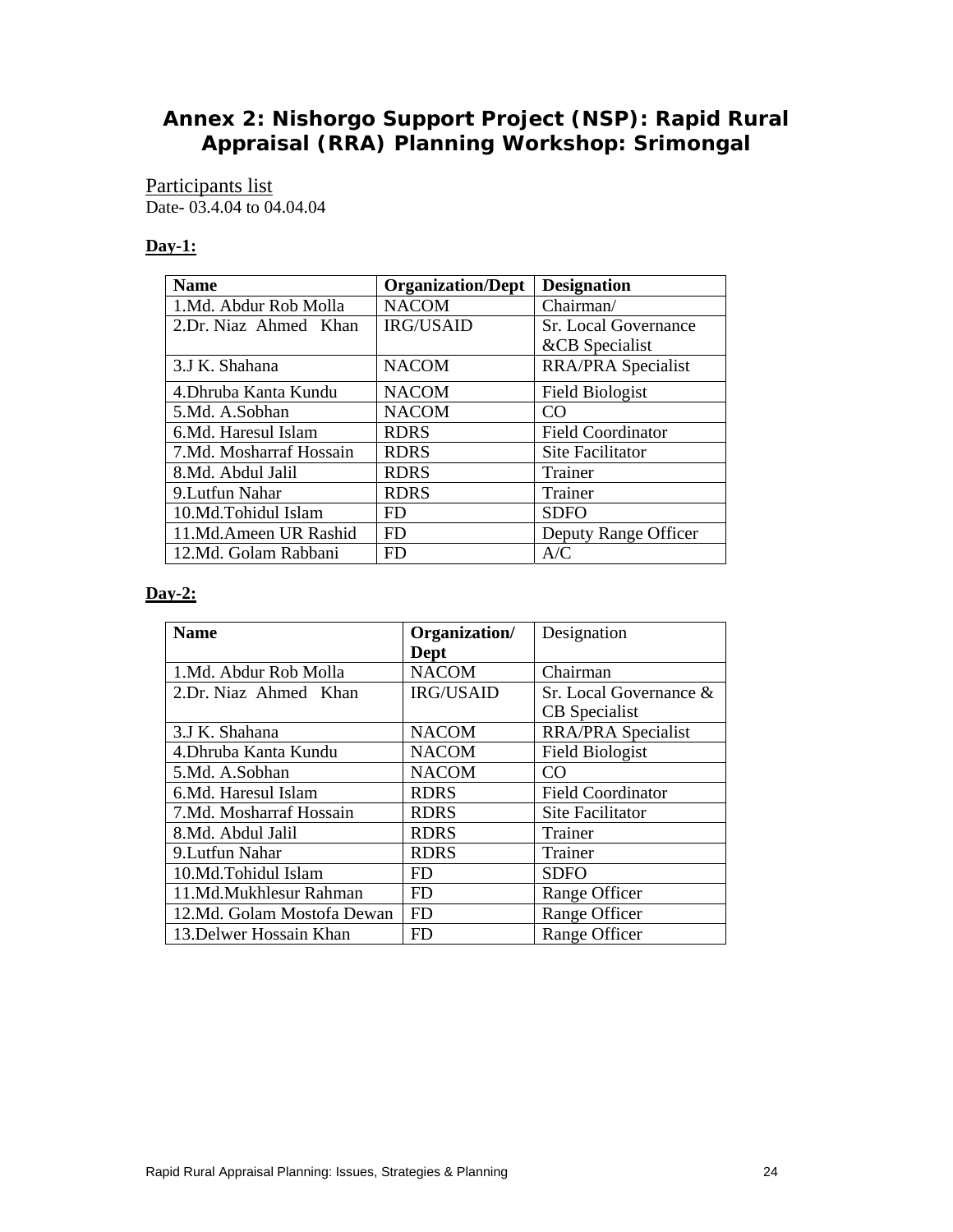# Annex 2: Nishorgo Support Project (NSP): Rapid Rural Appraisal (RRA) Planning Workshop: Srimongal

Participants list
Date- 03.4.04 to 04.04.04

**Day-1:**

| **Name** | **Organization/Dept** | **Designation** |
|---|---|---|
| 1.Md. Abdur Rob Molla | NACOM | Chairman/ |
| 2.Dr. Niaz Ahmed Khan | IRG/USAID | Sr. Local Governance &CB Specialist |
| 3.J K. Shahana | NACOM | RRA/PRA Specialist |
| 4.Dhruba Kanta Kundu | NACOM | Field Biologist |
| 5.Md. A.Sobhan | NACOM | CO |
| 6.Md. Haresul Islam | RDRS | Field Coordinator |
| 7.Md. Mosharraf Hossain | RDRS | Site Facilitator |
| 8.Md. Abdul Jalil | RDRS | Trainer |
| 9.Lutfun Nahar | RDRS | Trainer |
| 10.Md.Tohidul Islam | FD | SDFO |
| 11.Md.Ameen UR Rashid | FD | Deputy Range Officer |
| 12.Md. Golam Rabbani | FD | A/C |

**Day-2:**

| **Name** | **Organization/ Dept** | Designation |
|---|---|---|
| 1.Md. Abdur Rob Molla | NACOM | Chairman |
| 2.Dr. Niaz Ahmed Khan | IRG/USAID | Sr. Local Governance & CB Specialist |
| 3.J K. Shahana | NACOM | RRA/PRA Specialist |
| 4.Dhruba Kanta Kundu | NACOM | Field Biologist |
| 5.Md. A.Sobhan | NACOM | CO |
| 6.Md. Haresul Islam | RDRS | Field Coordinator |
| 7.Md. Mosharraf Hossain | RDRS | Site Facilitator |
| 8.Md. Abdul Jalil | RDRS | Trainer |
| 9.Lutfun Nahar | RDRS | Trainer |
| 10.Md.Tohidul Islam | FD | SDFO |
| 11.Md.Mukhlesur Rahman | FD | Range Officer |
| 12.Md. Golam Mostofa Dewan | FD | Range Officer |
| 13.Delwer Hossain Khan | FD | Range Officer |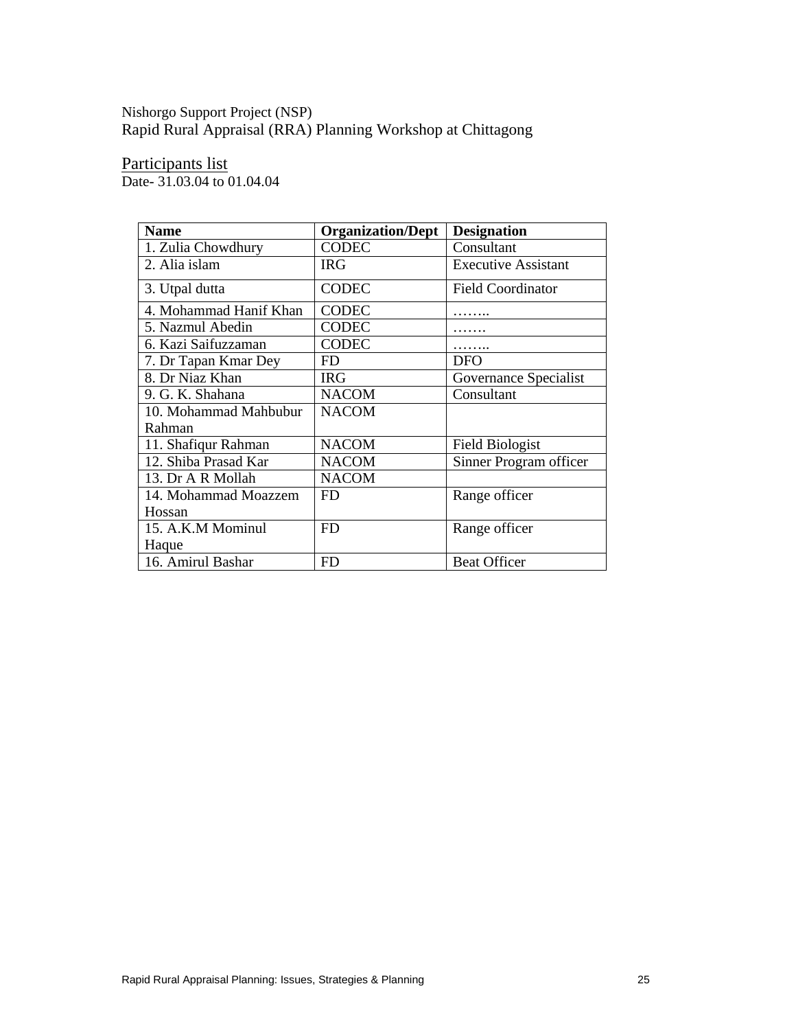Nishorgo Support Project (NSP)
Rapid Rural Appraisal (RRA) Planning Workshop at Chittagong

Participants list
Date- 31.03.04 to 01.04.04

| Name | Organization/Dept | Designation |
|---|---|---|
| 1. Zulia Chowdhury | CODEC | Consultant |
| 2. Alia islam | IRG | Executive Assistant |
| 3. Utpal dutta | CODEC | Field Coordinator |
| 4. Mohammad Hanif Khan | CODEC | …….. |
| 5. Nazmul Abedin | CODEC | ……. |
| 6. Kazi Saifuzzaman | CODEC | …….. |
| 7. Dr Tapan Kmar Dey | FD | DFO |
| 8. Dr Niaz Khan | IRG | Governance Specialist |
| 9. G. K. Shahana | NACOM | Consultant |
| 10. Mohammad Mahbubur Rahman | NACOM | |
| 11. Shafiqur Rahman | NACOM | Field Biologist |
| 12. Shiba Prasad Kar | NACOM | Sinner Program officer |
| 13. Dr A R Mollah | NACOM | |
| 14. Mohammad Moazzem Hossan | FD | Range officer |
| 15. A.K.M Mominul Haque | FD | Range officer |
| 16. Amirul Bashar | FD | Beat Officer |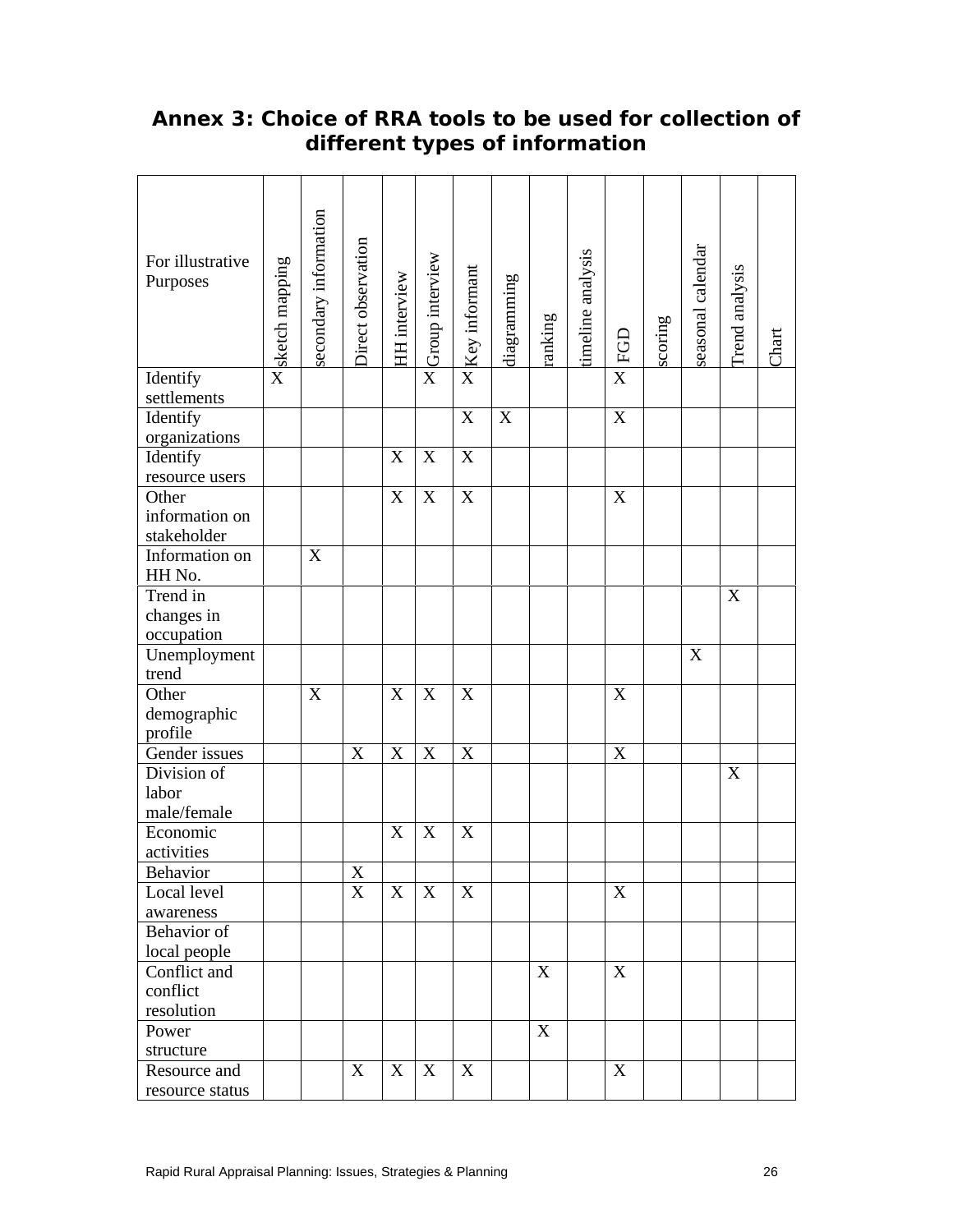## Annex 3: Choice of RRA tools to be used for collection of different types of information

| For illustrative Purposes | sketch mapping | secondary information | Direct observation | HH interview | Group interview | Key informant | diagramming | ranking | timeline analysis | FGD | scoring | seasonal calendar | Trend analysis | Chart |
|---|---|---|---|---|---|---|---|---|---|---|---|---|---|---|
| Identify settlements | X | | | | X | X | | | | X | | | | |
| Identify organizations | | | | | | X | X | | | X | | | | |
| Identify resource users | | | | X | X | X | | | | | | | | |
| Other information on stakeholder | | | | X | X | X | | | | X | | | | |
| Information on HH No. | | X | | | | | | | | | | | | |
| Trend in changes in occupation | | | | | | | | | | | | | X | |
| Unemployment trend | | | | | | | | | | | | X | | |
| Other demographic profile | | X | | X | X | X | | | | X | | | | |
| Gender issues | | | X | X | X | X | | | | X | | | | |
| Division of labor male/female | | | | | | | | | | | | | X | |
| Economic activities | | | | X | X | X | | | | | | | | |
| Behavior | | | X | | | | | | | | | | | |
| Local level awareness | | | X | X | X | X | | | | X | | | | |
| Behavior of local people | | | | | | | | | | | | | | |
| Conflict and conflict resolution | | | | | | | | X | | X | | | | |
| Power structure | | | | | | | | X | | | | | | |
| Resource and resource status | | | X | X | X | X | | | | X | | | | |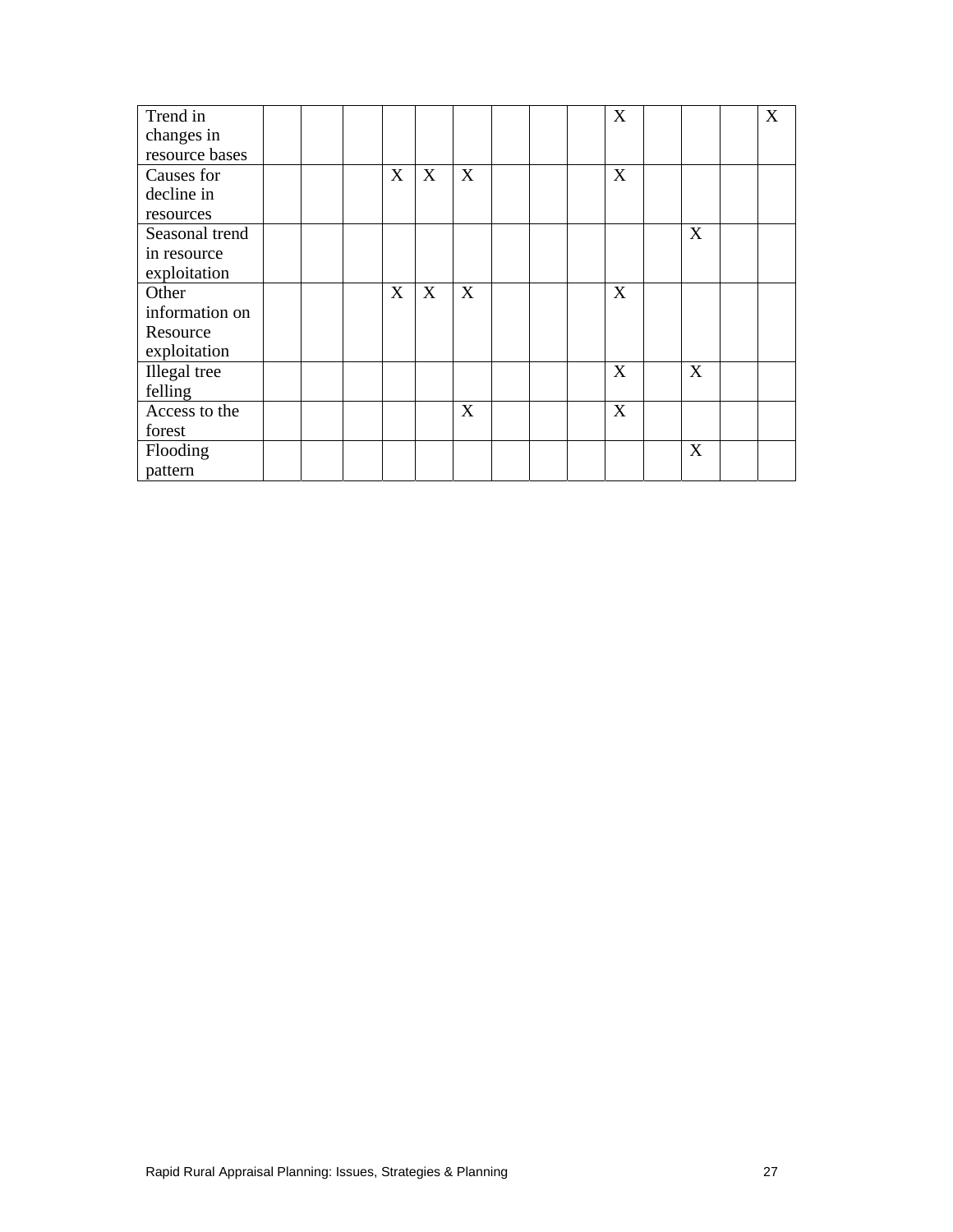| Trend in changes in resource bases | | | | | | | | | | X | | | | X |
|---|---|---|---|---|---|---|---|---|---|---|---|---|---|---|
| Causes for decline in resources | | | | X | X | X | | | | X | | | | |
| Seasonal trend in resource exploitation | | | | | | | | | | | | X | | |
| Other information on Resource exploitation | | | | X | X | X | | | | X | | | | |
| Illegal tree felling | | | | | | | | | | X | | X | | |
| Access to the forest | | | | | | X | | | | X | | | | |
| Flooding pattern | | | | | | | | | | | | X | | |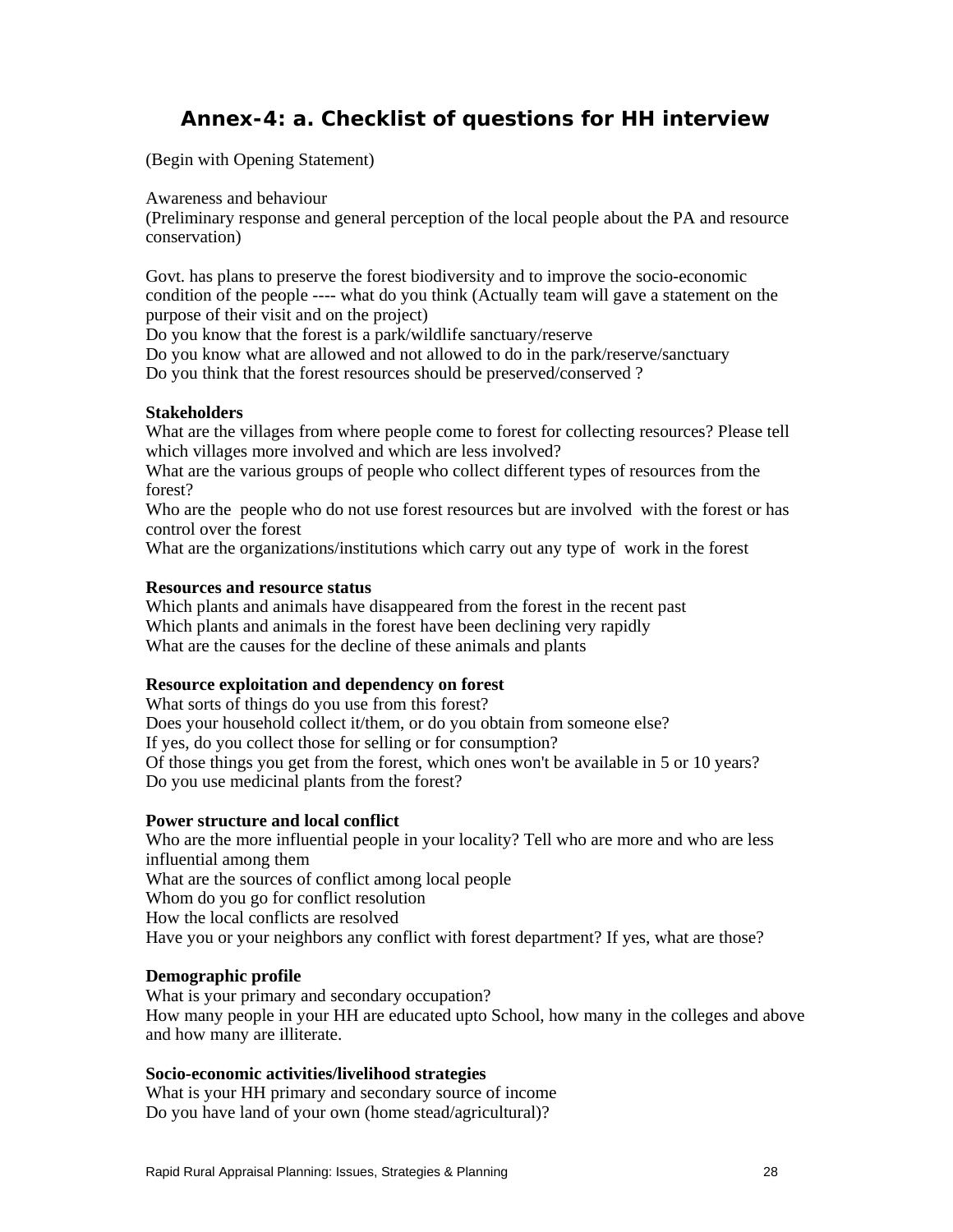# Annex-4: a. Checklist of questions for HH interview

(Begin with Opening Statement)

Awareness and behaviour
(Preliminary response and general perception of the local people about the PA and resource conservation)

Govt. has plans to preserve the forest biodiversity and to improve the socio-economic condition of the people ---- what do you think (Actually team will gave a statement on the purpose of their visit and on the project)
Do you know that the forest is a park/wildlife sanctuary/reserve
Do you know what are allowed and not allowed to do in the park/reserve/sanctuary
Do you think that the forest resources should be preserved/conserved ?

**Stakeholders**
What are the villages from where people come to forest for collecting resources? Please tell which villages more involved and which are less involved?
What are the various groups of people who collect different types of resources from the forest?
Who are the people who do not use forest resources but are involved with the forest or has control over the forest
What are the organizations/institutions which carry out any type of work in the forest

**Resources and resource status**
Which plants and animals have disappeared from the forest in the recent past
Which plants and animals in the forest have been declining very rapidly
What are the causes for the decline of these animals and plants

**Resource exploitation and dependency on forest**
What sorts of things do you use from this forest?
Does your household collect it/them, or do you obtain from someone else?
If yes, do you collect those for selling or for consumption?
Of those things you get from the forest, which ones won't be available in 5 or 10 years?
Do you use medicinal plants from the forest?

**Power structure and local conflict**
Who are the more influential people in your locality? Tell who are more and who are less influential among them
What are the sources of conflict among local people
Whom do you go for conflict resolution
How the local conflicts are resolved
Have you or your neighbors any conflict with forest department? If yes, what are those?

**Demographic profile**
What is your primary and secondary occupation?
How many people in your HH are educated upto School, how many in the colleges and above and how many are illiterate.

**Socio-economic activities/livelihood strategies**
What is your HH primary and secondary source of income
Do you have land of your own (home stead/agricultural)?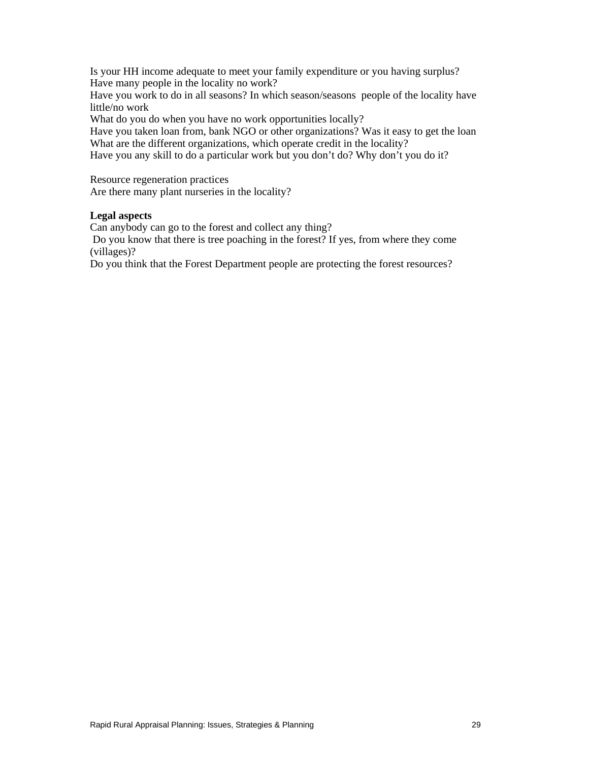Is your HH income adequate to meet your family expenditure or you having surplus?
Have many people in the locality no work?
Have you work to do in all seasons? In which season/seasons  people of the locality have little/no work
What do you do when you have no work opportunities locally?
Have you taken loan from, bank NGO or other organizations? Was it easy to get the loan
What are the different organizations, which operate credit in the locality?
Have you any skill to do a particular work but you don't do? Why don't you do it?

Resource regeneration practices
Are there many plant nurseries in the locality?

**Legal aspects**
Can anybody can go to the forest and collect any thing?
Do you know that there is tree poaching in the forest? If yes, from where they come (villages)?
Do you think that the Forest Department people are protecting the forest resources?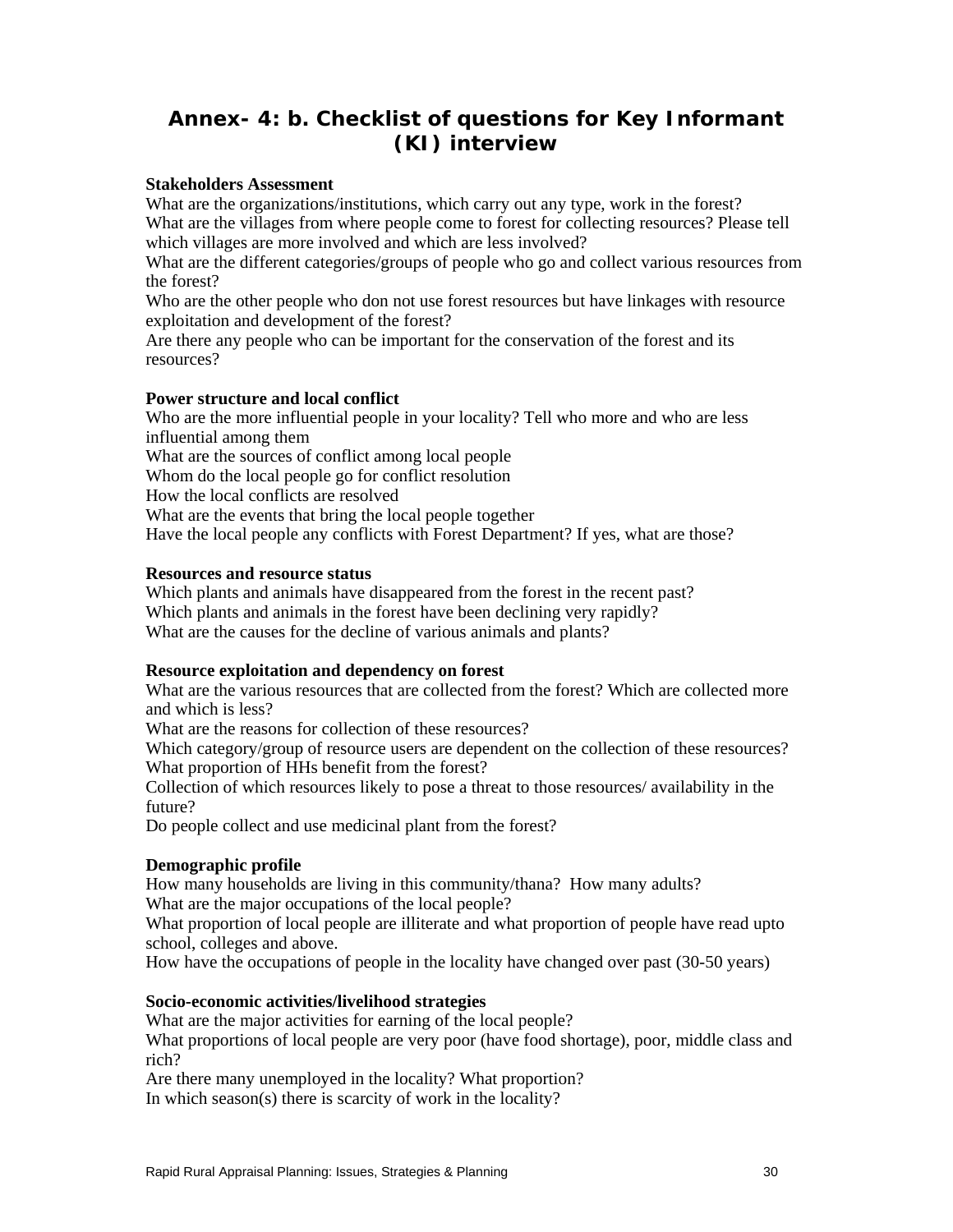# Annex- 4: b. Checklist of questions for Key Informant (KI) interview

**Stakeholders Assessment**

What are the organizations/institutions, which carry out any type, work in the forest?
What are the villages from where people come to forest for collecting resources? Please tell which villages are more involved and which are less involved?
What are the different categories/groups of people who go and collect various resources from the forest?
Who are the other people who don not use forest resources but have linkages with resource exploitation and development of the forest?
Are there any people who can be important for the conservation of the forest and its resources?

**Power structure and local conflict**

Who are the more influential people in your locality? Tell who more and who are less influential among them
What are the sources of conflict among local people
Whom do the local people go for conflict resolution
How the local conflicts are resolved
What are the events that bring the local people together
Have the local people any conflicts with Forest Department? If yes, what are those?

**Resources and resource status**

Which plants and animals have disappeared from the forest in the recent past?
Which plants and animals in the forest have been declining very rapidly?
What are the causes for the decline of various animals and plants?

**Resource exploitation and dependency on forest**

What are the various resources that are collected from the forest? Which are collected more and which is less?
What are the reasons for collection of these resources?
Which category/group of resource users are dependent on the collection of these resources?
What proportion of HHs benefit from the forest?
Collection of which resources likely to pose a threat to those resources/ availability in the future?
Do people collect and use medicinal plant from the forest?

**Demographic profile**

How many households are living in this community/thana? How many adults?
What are the major occupations of the local people?
What proportion of local people are illiterate and what proportion of people have read upto school, colleges and above.
How have the occupations of people in the locality have changed over past (30-50 years)

**Socio-economic activities/livelihood strategies**

What are the major activities for earning of the local people?
What proportions of local people are very poor (have food shortage), poor, middle class and rich?
Are there many unemployed in the locality? What proportion?
In which season(s) there is scarcity of work in the locality?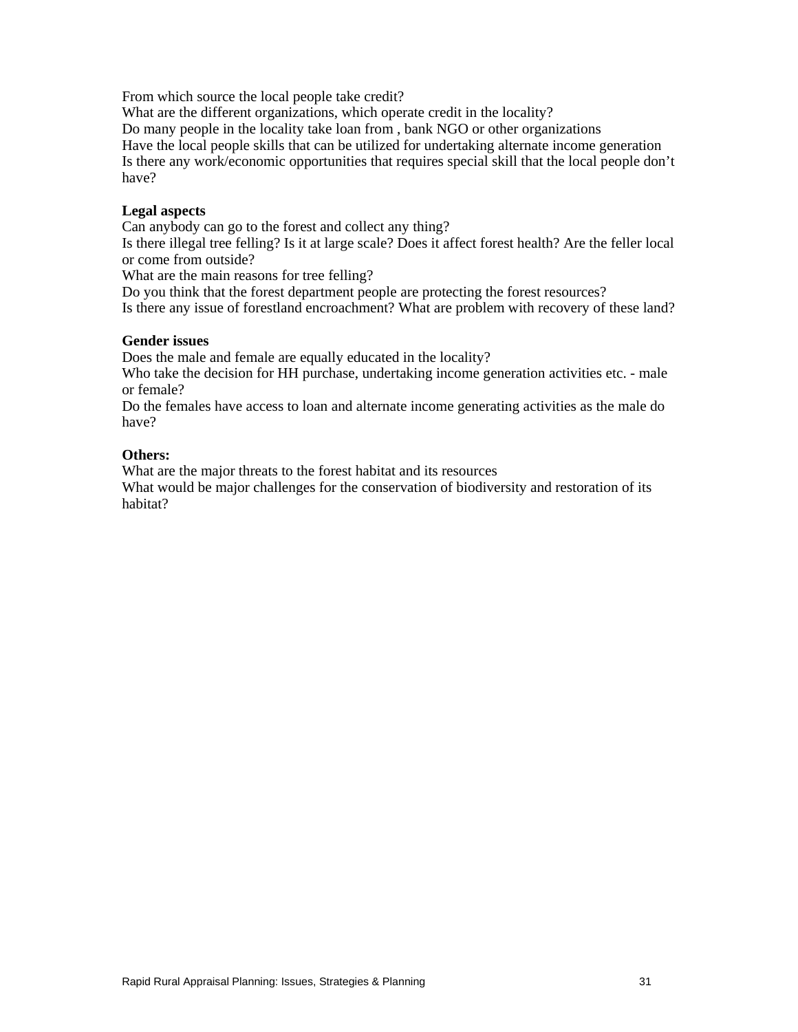From which source the local people take credit?
What are the different organizations, which operate credit in the locality?
Do many people in the locality take loan from , bank NGO or other organizations
Have the local people skills that can be utilized for undertaking alternate income generation
Is there any work/economic opportunities that requires special skill that the local people don't have?

**Legal aspects**
Can anybody can go to the forest and collect any thing?
Is there illegal tree felling? Is it at large scale? Does it affect forest health? Are the feller local or come from outside?
What are the main reasons for tree felling?
Do you think that the forest department people are protecting the forest resources?
Is there any issue of forestland encroachment? What are problem with recovery of these land?

**Gender issues**
Does the male and female are equally educated in the locality?
Who take the decision for HH purchase, undertaking income generation activities etc. - male or female?
Do the females have access to loan and alternate income generating activities as the male do have?

**Others:**
What are the major threats to the forest habitat and its resources
What would be major challenges for the conservation of biodiversity and restoration of its habitat?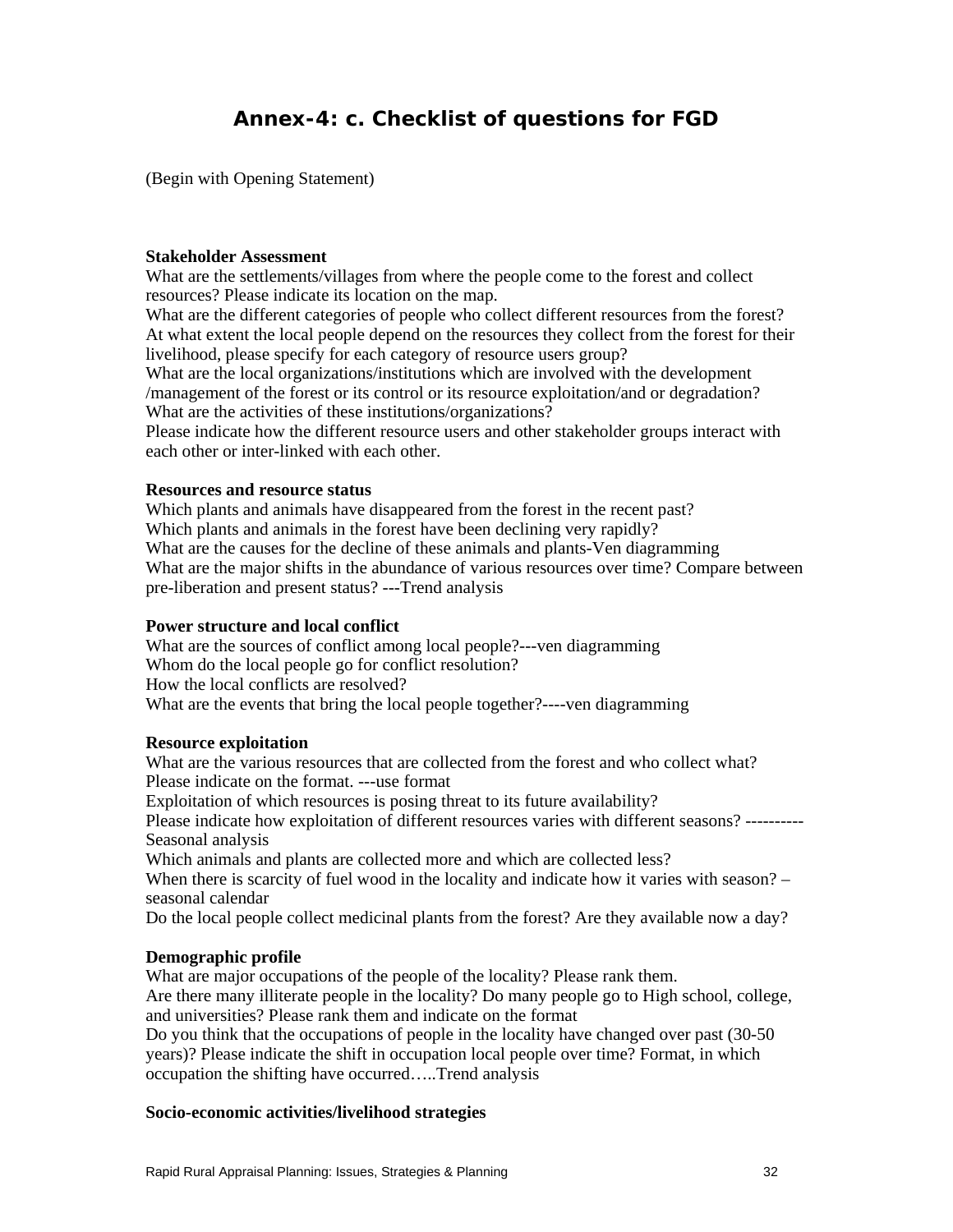# Annex-4: c. Checklist of questions for FGD

(Begin with Opening Statement)

**Stakeholder Assessment**

What are the settlements/villages from where the people come to the forest and collect resources? Please indicate its location on the map.
What are the different categories of people who collect different resources from the forest?
At what extent the local people depend on the resources they collect from the forest for their livelihood, please specify for each category of resource users group?
What are the local organizations/institutions which are involved with the development /management of the forest or its control or its resource exploitation/and or degradation?
What are the activities of these institutions/organizations?
Please indicate how the different resource users and other stakeholder groups interact with each other or inter-linked with each other.

**Resources and resource status**

Which plants and animals have disappeared from the forest in the recent past?
Which plants and animals in the forest have been declining very rapidly?
What are the causes for the decline of these animals and plants-Ven diagramming
What are the major shifts in the abundance of various resources over time? Compare between pre-liberation and present status? ---Trend analysis

**Power structure and local conflict**

What are the sources of conflict among local people?---ven diagramming
Whom do the local people go for conflict resolution?
How the local conflicts are resolved?
What are the events that bring the local people together?----ven diagramming

**Resource exploitation**

What are the various resources that are collected from the forest and who collect what? Please indicate on the format. ---use format
Exploitation of which resources is posing threat to its future availability?
Please indicate how exploitation of different resources varies with different seasons? ----------Seasonal analysis
Which animals and plants are collected more and which are collected less?
When there is scarcity of fuel wood in the locality and indicate how it varies with season? – seasonal calendar
Do the local people collect medicinal plants from the forest? Are they available now a day?

**Demographic profile**

What are major occupations of the people of the locality? Please rank them.
Are there many illiterate people in the locality? Do many people go to High school, college, and universities? Please rank them and indicate on the format
Do you think that the occupations of people in the locality have changed over past (30-50 years)? Please indicate the shift in occupation local people over time? Format, in which occupation the shifting have occurred…..Trend analysis

**Socio-economic activities/livelihood strategies**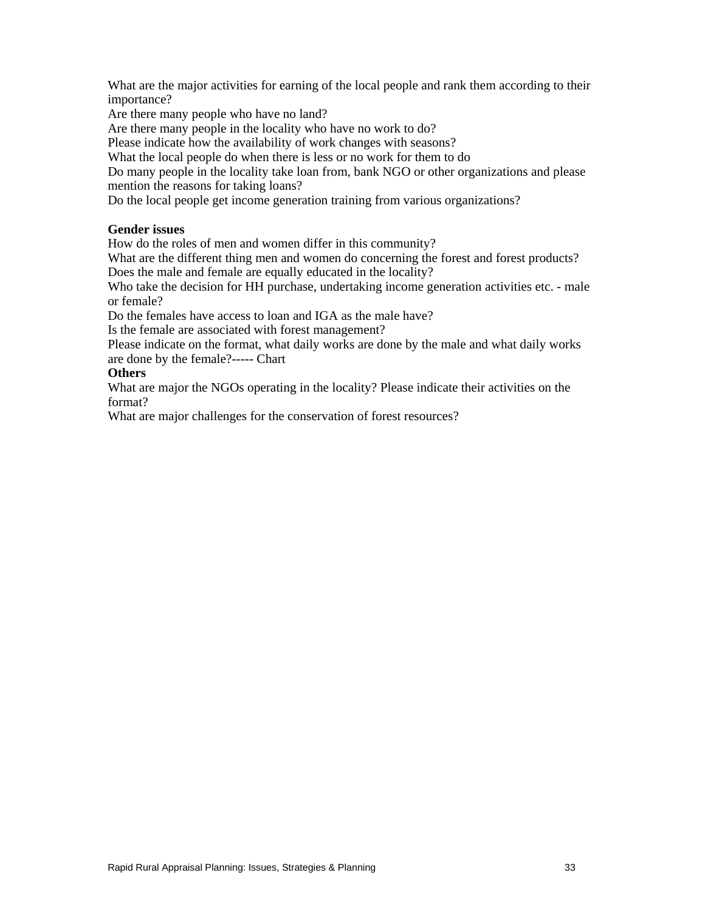What are the major activities for earning of the local people and rank them according to their importance?
Are there many people who have no land?
Are there many people in the locality who have no work to do?
Please indicate how the availability of work changes with seasons?
What the local people do when there is less or no work for them to do
Do many people in the locality take loan from, bank NGO or other organizations and please mention the reasons for taking loans?
Do the local people get income generation training from various organizations?

**Gender issues**
How do the roles of men and women differ in this community?
What are the different thing men and women do concerning the forest and forest products?
Does the male and female are equally educated in the locality?
Who take the decision for HH purchase, undertaking income generation activities etc. - male or female?
Do the females have access to loan and IGA as the male have?
Is the female are associated with forest management?
Please indicate on the format, what daily works are done by the male and what daily works are done by the female?----- Chart

**Others**
What are major the NGOs operating in the locality? Please indicate their activities on the format?
What are major challenges for the conservation of forest resources?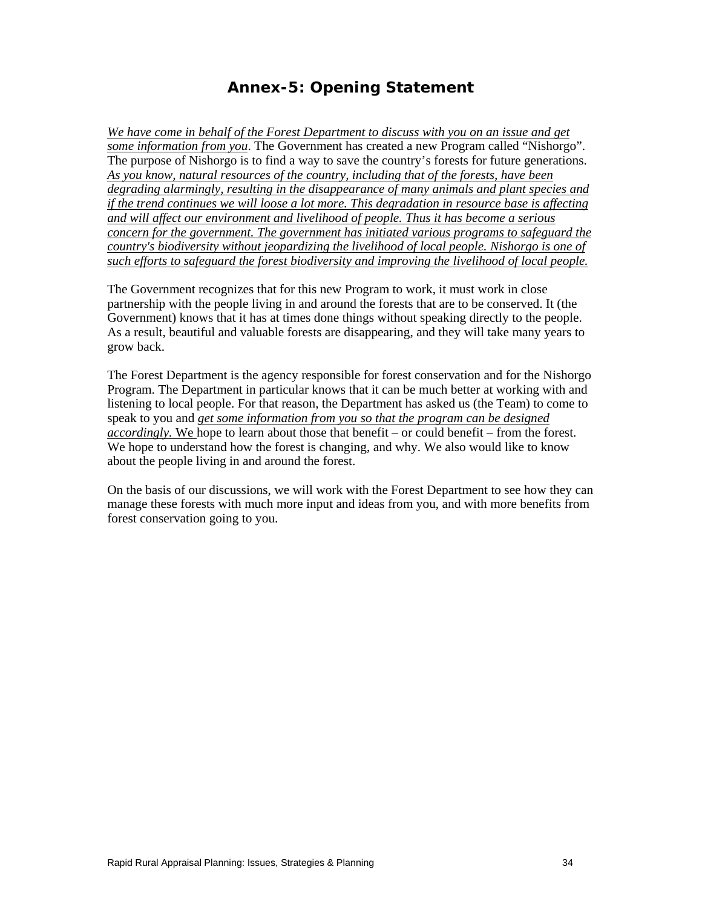# Annex-5: Opening Statement

*<u>We have come in behalf of the Forest Department to discuss with you on an issue and get some information from you</u>*. The Government has created a new Program called "Nishorgo". The purpose of Nishorgo is to find a way to save the country's forests for future generations. *<u>As you know, natural resources of the country, including that of the forests, have been degrading alarmingly, resulting in the disappearance of many animals and plant species and if the trend continues we will loose a lot more. This degradation in resource base is affecting and will affect our environment and livelihood of people. Thus it has become a serious concern for the government. The government has initiated various programs to safeguard the country's biodiversity without jeopardizing the livelihood of local people. Nishorgo is one of such efforts to safeguard the forest biodiversity and improving the livelihood of local people.</u>*

The Government recognizes that for this new Program to work, it must work in close partnership with the people living in and around the forests that are to be conserved. It (the Government) knows that it has at times done things without speaking directly to the people. As a result, beautiful and valuable forests are disappearing, and they will take many years to grow back.

The Forest Department is the agency responsible for forest conservation and for the Nishorgo Program. The Department in particular knows that it can be much better at working with and listening to local people. For that reason, the Department has asked us (the Team) to come to speak to you and *<u>get some information from you so that the program can be designed accordingly.</u>* <u>We</u> hope to learn about those that benefit – or could benefit – from the forest. We hope to understand how the forest is changing, and why. We also would like to know about the people living in and around the forest.

On the basis of our discussions, we will work with the Forest Department to see how they can manage these forests with much more input and ideas from you, and with more benefits from forest conservation going to you.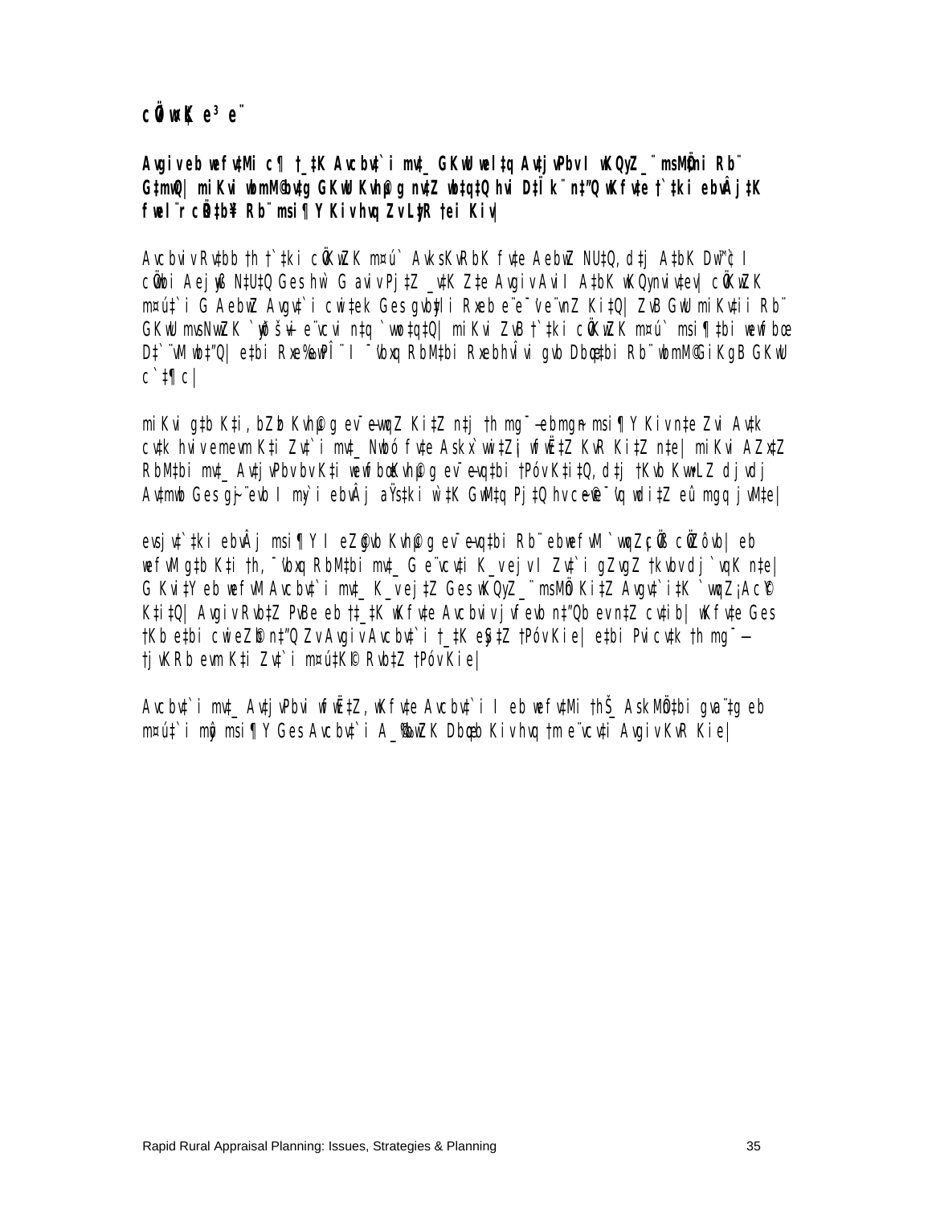**cÖwZK e³ e¨**

**Avgiv eb wefv‡Mi c¶ †_‡K Avcbv‡`i mv‡_ GKwU wel‡q Av‡jvPbv I wKQy Z_¨ msMÖ‡ni Rb¨ G‡mwQ| miKvi wbmM©bv‡g GKwU Kvh©µg nv‡Z wb‡q‡Q hvi D‡Ïk¨ n‡"Q wKfv‡e †`‡ki ebvÂj‡K fwel¨r cÖR‡b¥i Rb¨ msi¶Y Kiv hvq ZvLyR †ei Kiv|**

Avcbviv Rv‡bb †h †`‡ki cÖvK…wZK m¤ú` AvksKvRbK fv‡e AebwZ NU‡Q, d‡j A‡bK Dw™¢` I cÖvYx Aejyß N‡U‡Q Ges hv`I G aiv Pj‡Z _v‡K Z‡e Avgiv Avi I A‡bK wKQy nvivev| cÖvK…wZK m¤ú‡`i G Aebw‡Z Avgv‡`i cwi‡ek Ges gvbyl‡i Rxeb e¨e¯'v e¨vnZ Ki‡Q| ZvB GwU miKv‡ii Rb¨ GKwU msNwZK `yðš—v e¨vcvi n‡q `vuwo‡q‡Q| miKvi ZvB †`‡ki cÖvK…wZK m¤ú` msi¶‡bi wewfbœ D‡`¨vM wb‡"Q| e‡bi Rxe‰ewPÎ¨ I ¯'vbxq RbM‡bi Rxebhvîvi gvb Dbœq‡bi Rb¨ wbmM©Gi KgB GKwU c`‡¶c|

miKvi g‡b K‡i, bZzb Kvh©µg ev¯—evqb Ki‡Z n‡j †h mg¯— ebmgm¨v msi¶Y Kiv n‡e Zvi Av‡k cv‡k hviv emevm K‡i Zv‡`i mv‡_ Nwbó fv‡e Ask x`wi‡Z¡ wfwË‡Z KvR Ki‡Z n‡e| miKvi AZx‡Z RbM‡bi mv‡_ Av‡jvPbv bv K‡i wewfbœ Kvh©µg ev¯—evq‡bi †Póv K‡i‡Q, d‡j †Kvb KvwLZ djvdj Av‡mwb Ges gv~¨evb I my`i ebvÂj aŸs‡ki `vi‡K GwM‡q Pj‡Q hv cÖe¨¯'vq wdi‡Z eû mgq jvM‡e|

evsjv‡`‡ki ebvÂj msi¶Y I eZ©gvb Kvh©µg ev¯—evq‡bi Rb¨ ebwefvM `vqZ¡e×| cÖZ¨ôvb| eb wefvM g‡b K‡i †h, ¯'vbxq RbM‡bi mv‡_ G e¨vcv‡i K_vejv I Zv‡`i gZvgZ †kvbv dj`vqK n‡e| G Kvi‡Y eb wefvM Avcbv‡`i mv‡_ K_v ej‡Z Ges wKQy Z_¨ msMÖn Ki‡Z Avgv‡`i‡K `vqZ¡ Ac©Y K‡i‡Q| Avgiv Rvb‡Z PvB eb †‡_‡K wKfv‡e Avcbviv jvfevb n‡"Qb ev n‡Z cv‡ib| wKfv‡e Ges †Kb e‡bi cwieZ©b n‡"Q Zv Avgiv Avcbv‡`i †_‡K eySz‡Z †Póv Kie| e‡bi Pvwn`v‡k †h mg¯— †jvKRb evm K‡i Zv‡`i m¤ú‡K© Rvb‡Z †Póv Kie|

Avcbv‡`i mv‡_ Av‡jvPbvi wfwË‡Z, wKfv‡e Avcbv‡`i I eb wefv‡Mi †hŠ_ AskMÖn‡bi gva¨‡g eb m¤ú‡`i myô msi¶Y Ges Avcbv‡`i A_©‰bwZK Dbœqb Kiv hvq †m e¨vcv‡i Avgiv KvR Kie|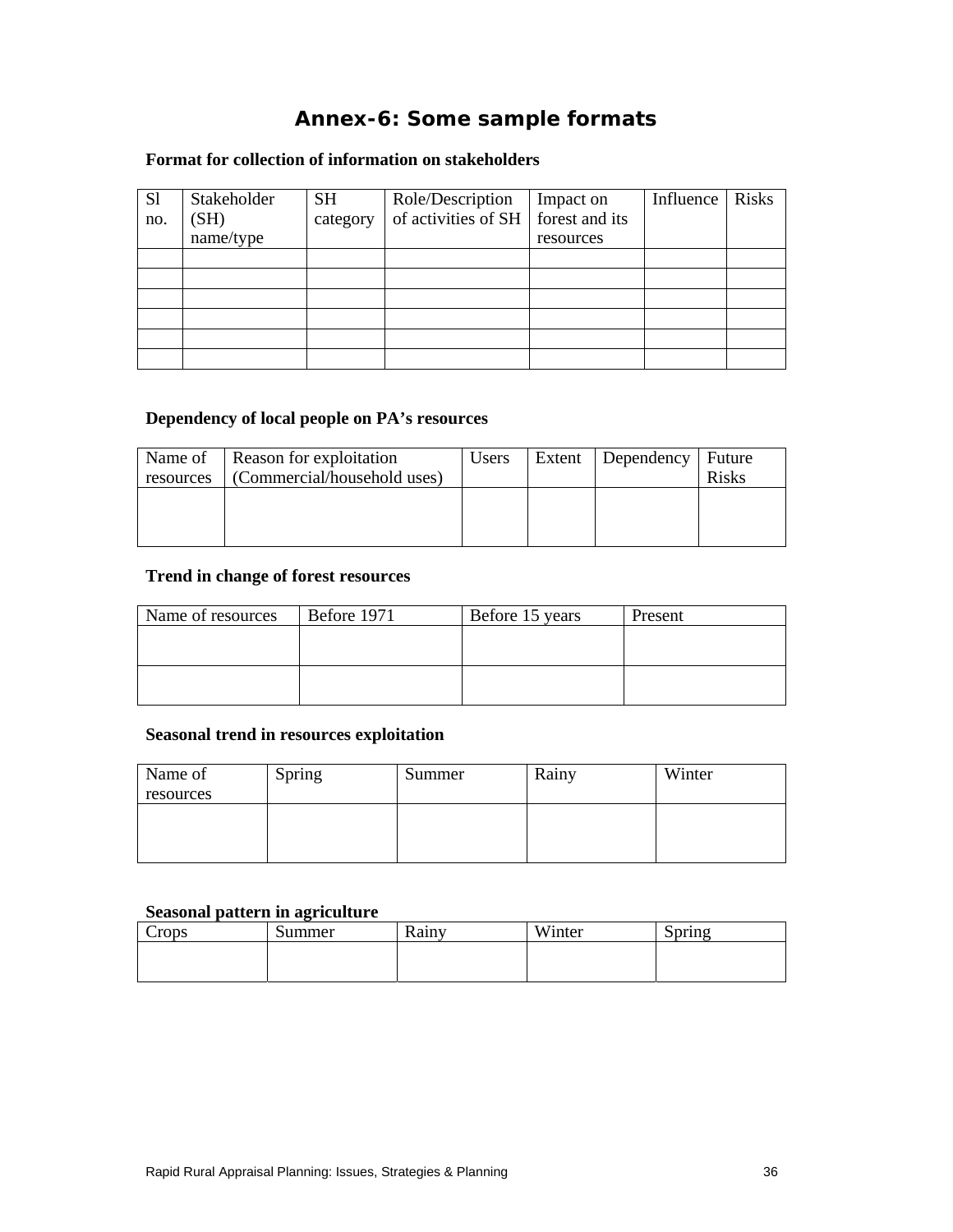# Annex-6: Some sample formats

**Format for collection of information on stakeholders**

| Sl no. | Stakeholder (SH) name/type | SH category | Role/Description of activities of SH | Impact on forest and its resources | Influence | Risks |
|---|---|---|---|---|---|---|
| | | | | | | |
| | | | | | | |
| | | | | | | |
| | | | | | | |
| | | | | | | |
| | | | | | | |

**Dependency of local people on PA's resources**

| Name of resources | Reason for exploitation (Commercial/household uses) | Users | Extent | Dependency | Future Risks |
|---|---|---|---|---|---|
| | | | | | |

**Trend in change of forest resources**

| Name of resources | Before 1971 | Before 15 years | Present |
|---|---|---|---|
| | | | |
| | | | |

**Seasonal trend in resources exploitation**

| Name of resources | Spring | Summer | Rainy | Winter |
|---|---|---|---|---|
| | | | | |

**Seasonal pattern in agriculture**

| Crops | Summer | Rainy | Winter | Spring |
|---|---|---|---|---|
| | | | | |